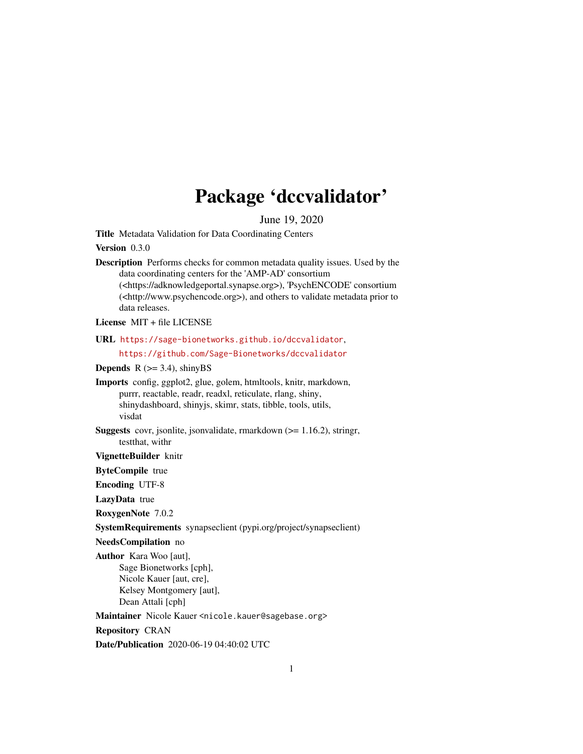# Package 'dccvalidator'

June 19, 2020

**Title** Metadata Validation for Data Coordinating Centers

**Version** 0.3.0

**Description** Performs checks for common metadata quality issues. Used by the data coordinating centers for the 'AMP-AD' consortium (<https://adknowledgeportal.synapse.org>), 'PsychENCODE' consortium (<http://www.psychencode.org>), and others to validate metadata prior to data releases.

**License** MIT + file LICENSE

**URL** https://sage-bionetworks.github.io/dccvalidator, https://github.com/Sage-Bionetworks/dccvalidator

**Depends** R (>= 3.4), shinyBS

**Imports** config, ggplot2, glue, golem, htmltools, knitr, markdown, purrr, reactable, readr, readxl, reticulate, rlang, shiny, shinydashboard, shinyjs, skimr, stats, tibble, tools, utils, visdat

**Suggests** covr, jsonlite, jsonvalidate, rmarkdown (>= 1.16.2), stringr, testthat, withr

**VignetteBuilder** knitr

**ByteCompile** true

**Encoding** UTF-8

**LazyData** true

**RoxygenNote** 7.0.2

**SystemRequirements** synapseclient (pypi.org/project/synapseclient)

**NeedsCompilation** no

**Author** Kara Woo [aut], Sage Bionetworks [cph], Nicole Kauer [aut, cre], Kelsey Montgomery [aut], Dean Attali [cph]

**Maintainer** Nicole Kauer <nicole.kauer@sagebase.org>

**Repository** CRAN

**Date/Publication** 2020-06-19 04:40:02 UTC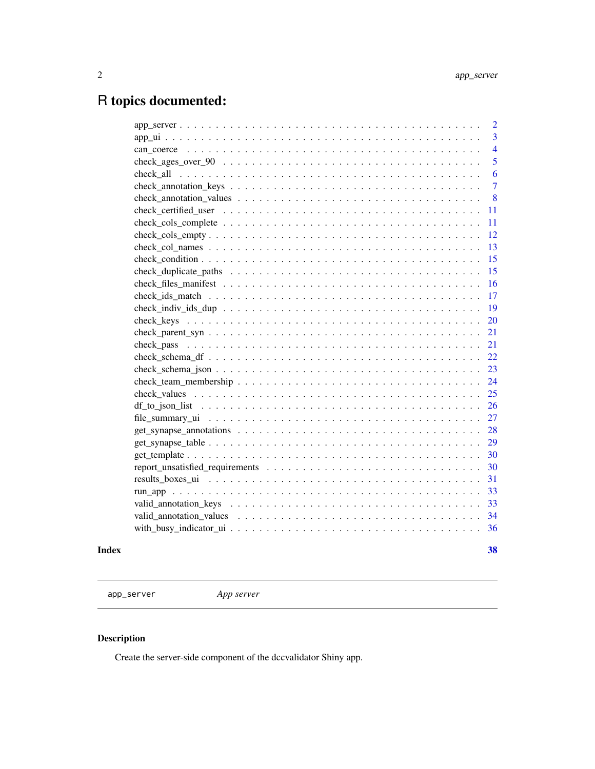# R topics documented:

| | |
|---|---|
| app_server | 2 |
| app_ui | 3 |
| can_coerce | 4 |
| check_ages_over_90 | 5 |
| check_all | 6 |
| check_annotation_keys | 7 |
| check_annotation_values | 8 |
| check_certified_user | 11 |
| check_cols_complete | 11 |
| check_cols_empty | 12 |
| check_col_names | 13 |
| check_condition | 15 |
| check_duplicate_paths | 15 |
| check_files_manifest | 16 |
| check_ids_match | 17 |
| check_indiv_ids_dup | 19 |
| check_keys | 20 |
| check_parent_syn | 21 |
| check_pass | 21 |
| check_schema_df | 22 |
| check_schema_json | 23 |
| check_team_membership | 24 |
| check_values | 25 |
| df_to_json_list | 26 |
| file_summary_ui | 27 |
| get_synapse_annotations | 28 |
| get_synapse_table | 29 |
| get_template | 30 |
| report_unsatisfied_requirements | 30 |
| results_boxes_ui | 31 |
| run_app | 33 |
| valid_annotation_keys | 33 |
| valid_annotation_values | 34 |
| with_busy_indicator_ui | 36 |

**Index** **38**

---

`app_server` *App server*

---

## Description

Create the server-side component of the dccvalidator Shiny app.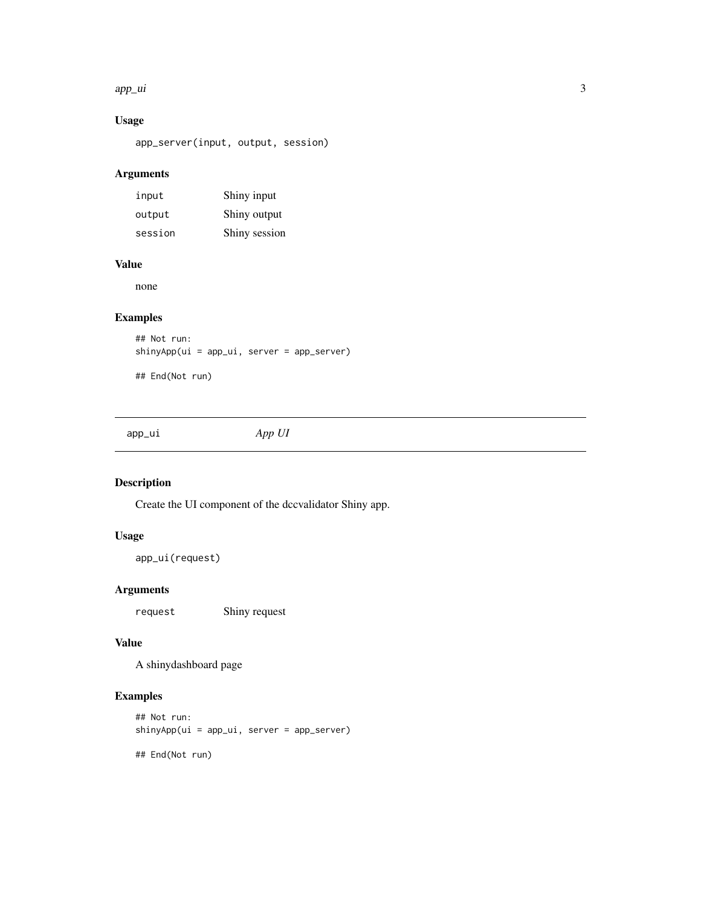### Usage

```
app_server(input, output, session)
```

### Arguments

| | |
|---|---|
| input | Shiny input |
| output | Shiny output |
| session | Shiny session |

### Value

none

### Examples

```
## Not run:
shinyApp(ui = app_ui, server = app_server)

## End(Not run)
```

---

## app_ui — *App UI*

### Description

Create the UI component of the dccvalidator Shiny app.

### Usage

```
app_ui(request)
```

### Arguments

| | |
|---|---|
| request | Shiny request |

### Value

A shinydashboard page

### Examples

```
## Not run:
shinyApp(ui = app_ui, server = app_server)

## End(Not run)
```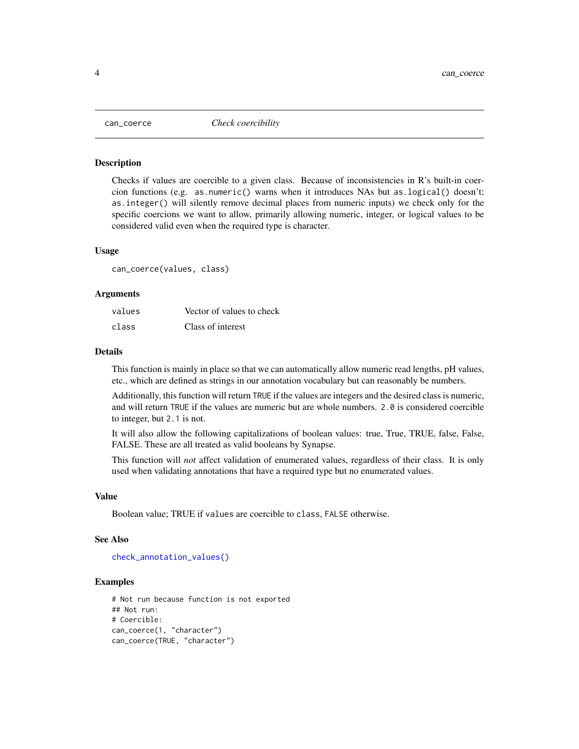`can_coerce` *Check coercibility*

## Description

Checks if values are coercible to a given class. Because of inconsistencies in R's built-in coercion functions (e.g. `as.numeric()` warns when it introduces NAs but `as.logical()` doesn't; `as.integer()` will silently remove decimal places from numeric inputs) we check only for the specific coercions we want to allow, primarily allowing numeric, integer, or logical values to be considered valid even when the required type is character.

## Usage

```
can_coerce(values, class)
```

## Arguments

| | |
|---|---|
| `values` | Vector of values to check |
| `class` | Class of interest |

## Details

This function is mainly in place so that we can automatically allow numeric read lengths, pH values, etc., which are defined as strings in our annotation vocabulary but can reasonably be numbers.

Additionally, this function will return `TRUE` if the values are integers and the desired class is numeric, and will return `TRUE` if the values are numeric but are whole numbers. `2.0` is considered coercible to integer, but `2.1` is not.

It will also allow the following capitalizations of boolean values: true, True, TRUE, false, False, FALSE. These are all treated as valid booleans by Synapse.

This function will *not* affect validation of enumerated values, regardless of their class. It is only used when validating annotations that have a required type but no enumerated values.

## Value

Boolean value; TRUE if `values` are coercible to `class`, `FALSE` otherwise.

## See Also

`check_annotation_values()`

## Examples

```
# Not run because function is not exported
## Not run:
# Coercible:
can_coerce(1, "character")
can_coerce(TRUE, "character")
```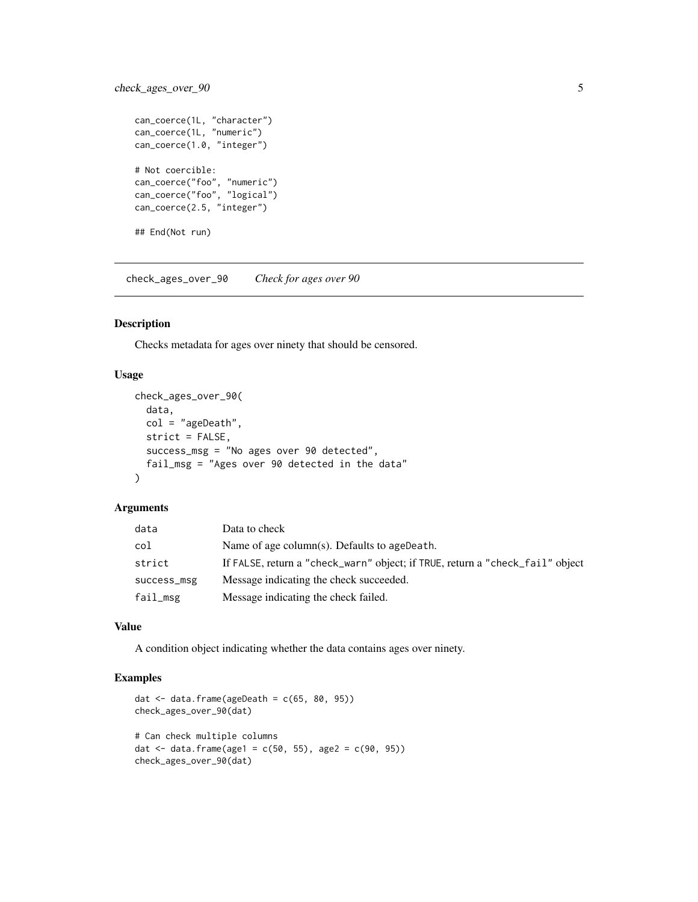```
can_coerce(1L, "character")
can_coerce(1L, "numeric")
can_coerce(1.0, "integer")

# Not coercible:
can_coerce("foo", "numeric")
can_coerce("foo", "logical")
can_coerce(2.5, "integer")

## End(Not run)
```

---

## check_ages_over_90 *Check for ages over 90*

### Description

Checks metadata for ages over ninety that should be censored.

### Usage

```
check_ages_over_90(
  data,
  col = "ageDeath",
  strict = FALSE,
  success_msg = "No ages over 90 detected",
  fail_msg = "Ages over 90 detected in the data"
)
```

### Arguments

| | |
|---|---|
| data | Data to check |
| col | Name of age column(s). Defaults to `ageDeath`. |
| strict | If `FALSE`, return a `"check_warn"` object; if `TRUE`, return a `"check_fail"` object |
| success_msg | Message indicating the check succeeded. |
| fail_msg | Message indicating the check failed. |

### Value

A condition object indicating whether the data contains ages over ninety.

### Examples

```
dat <- data.frame(ageDeath = c(65, 80, 95))
check_ages_over_90(dat)

# Can check multiple columns
dat <- data.frame(age1 = c(50, 55), age2 = c(90, 95))
check_ages_over_90(dat)
```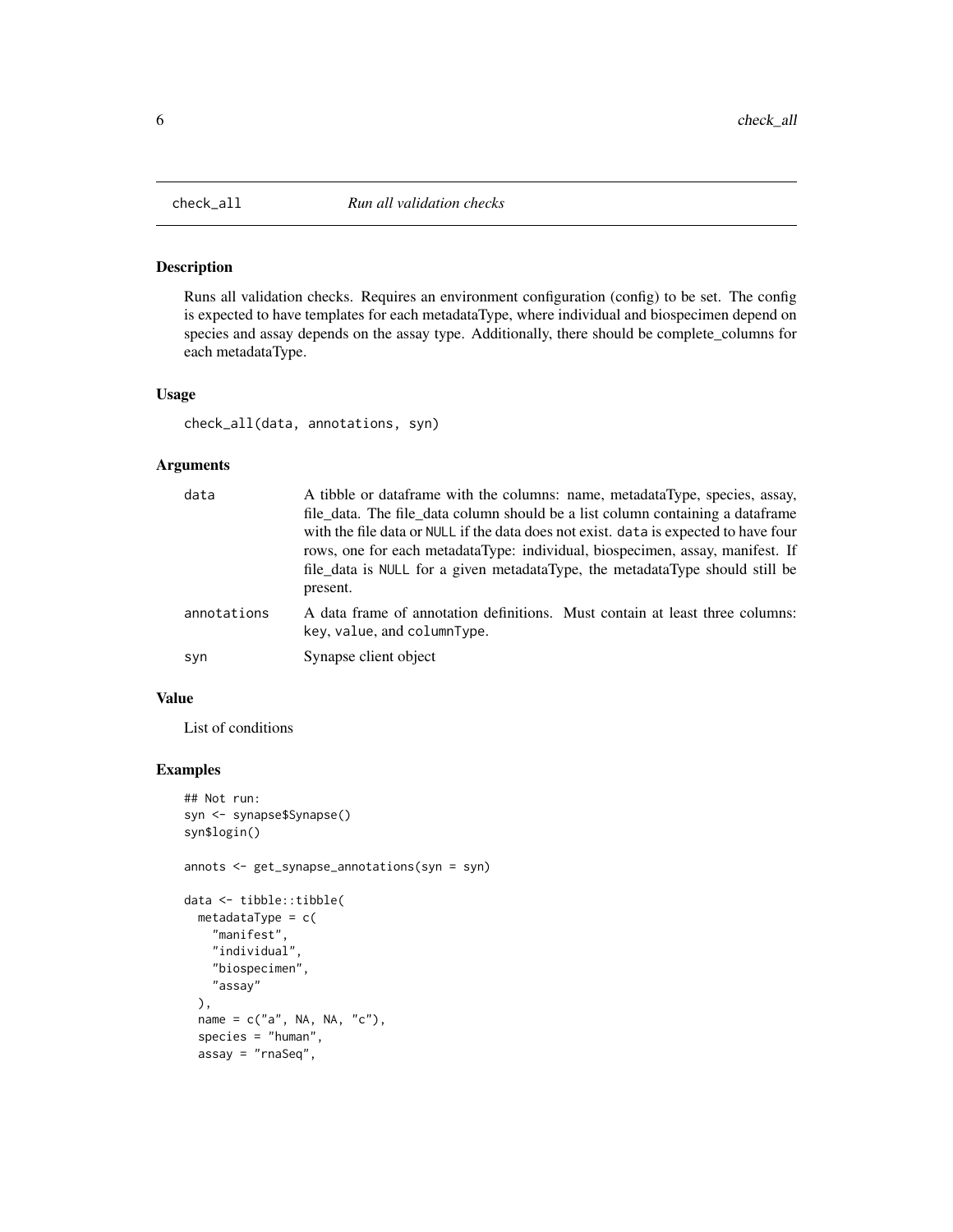## check_all

*Run all validation checks*

### Description

Runs all validation checks. Requires an environment configuration (config) to be set. The config is expected to have templates for each metadataType, where individual and biospecimen depend on species and assay depends on the assay type. Additionally, there should be complete_columns for each metadataType.

### Usage

```
check_all(data, annotations, syn)
```

### Arguments

| | |
|---|---|
| data | A tibble or dataframe with the columns: name, metadataType, species, assay, file_data. The file_data column should be a list column containing a dataframe with the file data or `NULL` if the data does not exist. `data` is expected to have four rows, one for each metadataType: individual, biospecimen, assay, manifest. If file_data is `NULL` for a given metadataType, the metadataType should still be present. |
| annotations | A data frame of annotation definitions. Must contain at least three columns: `key`, `value`, and `columnType`. |
| syn | Synapse client object |

### Value

List of conditions

### Examples

```
## Not run:
syn <- synapse$Synapse()
syn$login()

annots <- get_synapse_annotations(syn = syn)

data <- tibble::tibble(
  metadataType = c(
    "manifest",
    "individual",
    "biospecimen",
    "assay"
  ),
  name = c("a", NA, NA, "c"),
  species = "human",
  assay = "rnaSeq",
```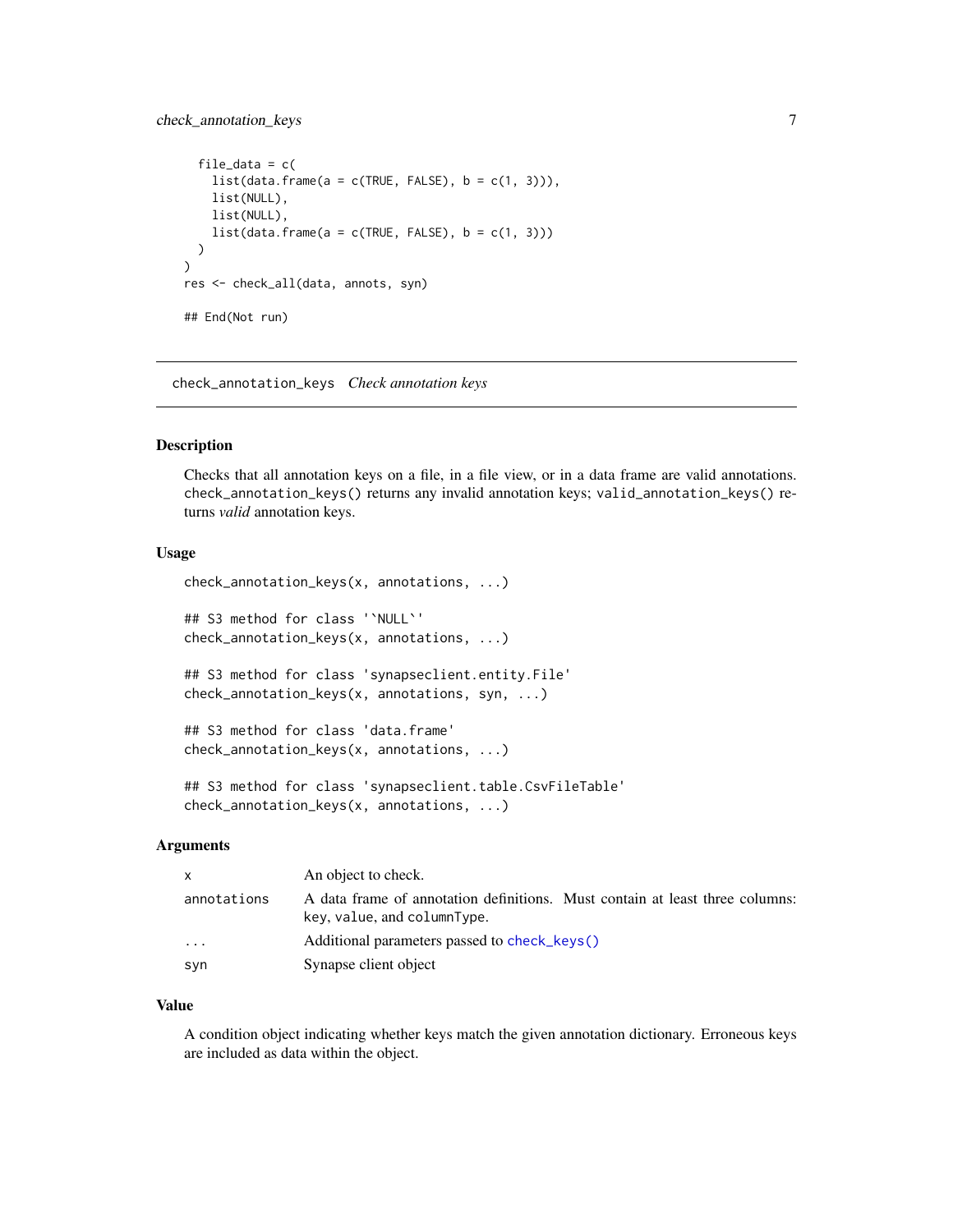```
  file_data = c(
    list(data.frame(a = c(TRUE, FALSE), b = c(1, 3))),
    list(NULL),
    list(NULL),
    list(data.frame(a = c(TRUE, FALSE), b = c(1, 3)))
  )
)
res <- check_all(data, annots, syn)

## End(Not run)
```

---

## check_annotation_keys *Check annotation keys*

---

### Description

Checks that all annotation keys on a file, in a file view, or in a data frame are valid annotations. `check_annotation_keys()` returns any invalid annotation keys; `valid_annotation_keys()` returns *valid* annotation keys.

### Usage

```
check_annotation_keys(x, annotations, ...)

## S3 method for class '`NULL`'
check_annotation_keys(x, annotations, ...)

## S3 method for class 'synapseclient.entity.File'
check_annotation_keys(x, annotations, syn, ...)

## S3 method for class 'data.frame'
check_annotation_keys(x, annotations, ...)

## S3 method for class 'synapseclient.table.CsvFileTable'
check_annotation_keys(x, annotations, ...)
```

### Arguments

| | |
|---|---|
| `x` | An object to check. |
| `annotations` | A data frame of annotation definitions. Must contain at least three columns: `key`, `value`, and `columnType`. |
| `...` | Additional parameters passed to `check_keys()` |
| `syn` | Synapse client object |

### Value

A condition object indicating whether keys match the given annotation dictionary. Erroneous keys are included as data within the object.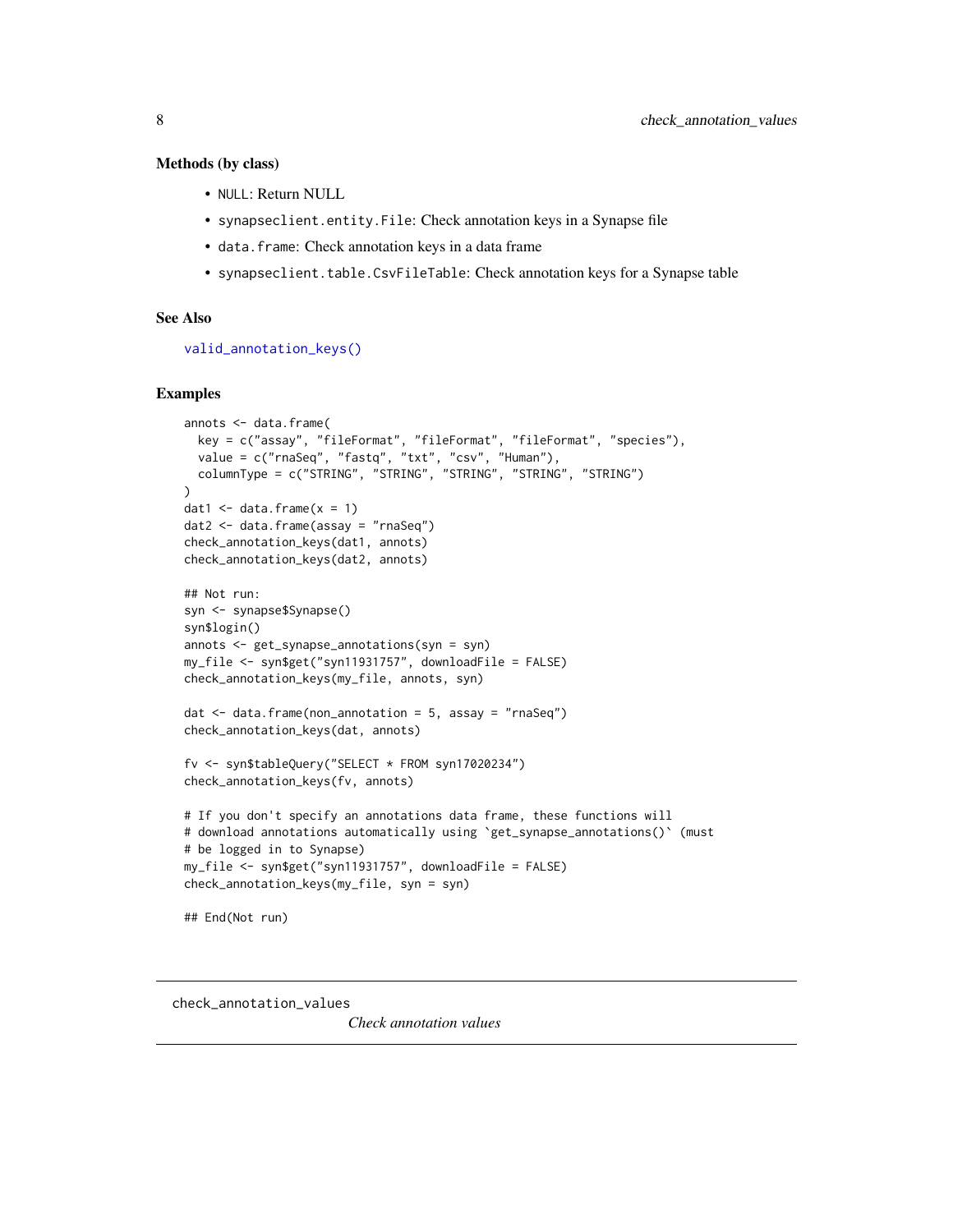### Methods (by class)

- `NULL`: Return NULL
- `synapseclient.entity.File`: Check annotation keys in a Synapse file
- `data.frame`: Check annotation keys in a data frame
- `synapseclient.table.CsvFileTable`: Check annotation keys for a Synapse table

### See Also

`valid_annotation_keys()`

### Examples

```
annots <- data.frame(
  key = c("assay", "fileFormat", "fileFormat", "fileFormat", "species"),
  value = c("rnaSeq", "fastq", "txt", "csv", "Human"),
  columnType = c("STRING", "STRING", "STRING", "STRING", "STRING")
)
dat1 <- data.frame(x = 1)
dat2 <- data.frame(assay = "rnaSeq")
check_annotation_keys(dat1, annots)
check_annotation_keys(dat2, annots)

## Not run:
syn <- synapse$Synapse()
syn$login()
annots <- get_synapse_annotations(syn = syn)
my_file <- syn$get("syn11931757", downloadFile = FALSE)
check_annotation_keys(my_file, annots, syn)

dat <- data.frame(non_annotation = 5, assay = "rnaSeq")
check_annotation_keys(dat, annots)

fv <- syn$tableQuery("SELECT * FROM syn17020234")
check_annotation_keys(fv, annots)

# If you don't specify an annotations data frame, these functions will
# download annotations automatically using `get_synapse_annotations()` (must
# be logged in to Synapse)
my_file <- syn$get("syn11931757", downloadFile = FALSE)
check_annotation_keys(my_file, syn = syn)

## End(Not run)
```

---

## check_annotation_values

*Check annotation values*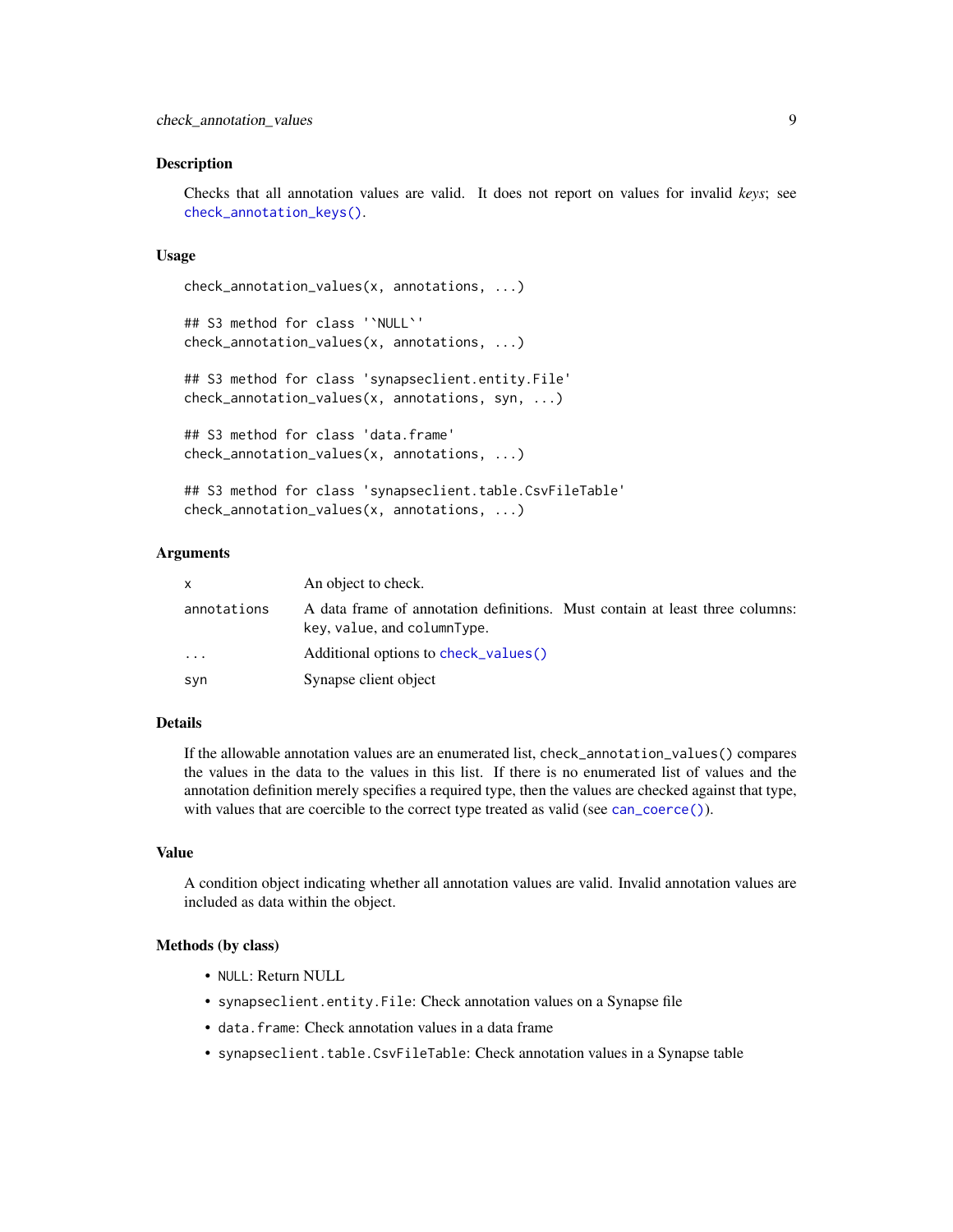## Description

Checks that all annotation values are valid. It does not report on values for invalid *keys*; see `check_annotation_keys()`.

## Usage

```
check_annotation_values(x, annotations, ...)

## S3 method for class '`NULL`'
check_annotation_values(x, annotations, ...)

## S3 method for class 'synapseclient.entity.File'
check_annotation_values(x, annotations, syn, ...)

## S3 method for class 'data.frame'
check_annotation_values(x, annotations, ...)

## S3 method for class 'synapseclient.table.CsvFileTable'
check_annotation_values(x, annotations, ...)
```

## Arguments

| | |
|---|---|
| `x` | An object to check. |
| `annotations` | A data frame of annotation definitions. Must contain at least three columns: `key`, `value`, and `columnType`. |
| `...` | Additional options to `check_values()` |
| `syn` | Synapse client object |

## Details

If the allowable annotation values are an enumerated list, `check_annotation_values()` compares the values in the data to the values in this list. If there is no enumerated list of values and the annotation definition merely specifies a required type, then the values are checked against that type, with values that are coercible to the correct type treated as valid (see `can_coerce()`).

## Value

A condition object indicating whether all annotation values are valid. Invalid annotation values are included as data within the object.

## Methods (by class)

- `NULL`: Return NULL
- `synapseclient.entity.File`: Check annotation values on a Synapse file
- `data.frame`: Check annotation values in a data frame
- `synapseclient.table.CsvFileTable`: Check annotation values in a Synapse table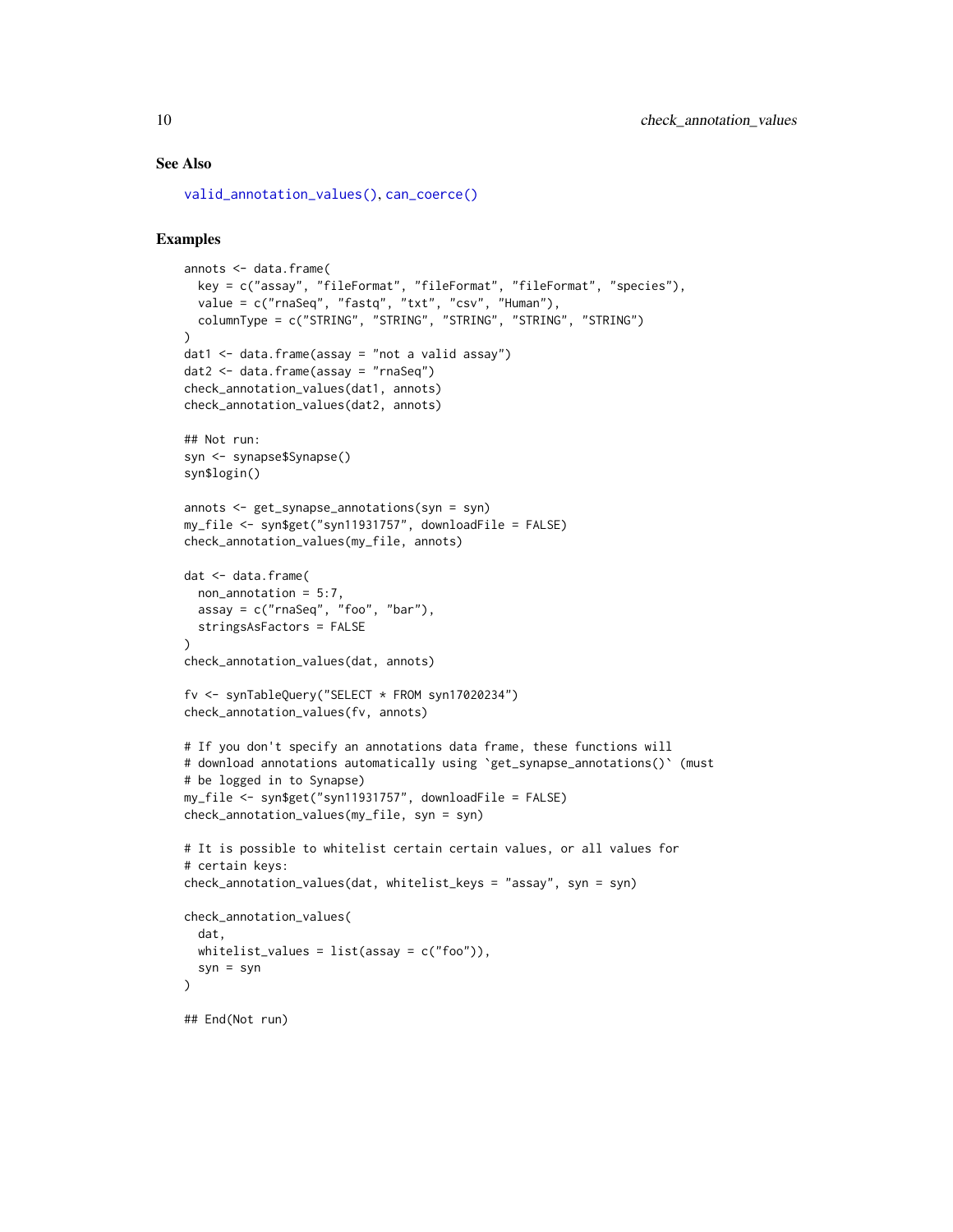## See Also

valid_annotation_values(), can_coerce()

## Examples

```
annots <- data.frame(
  key = c("assay", "fileFormat", "fileFormat", "fileFormat", "species"),
  value = c("rnaSeq", "fastq", "txt", "csv", "Human"),
  columnType = c("STRING", "STRING", "STRING", "STRING", "STRING")
)
dat1 <- data.frame(assay = "not a valid assay")
dat2 <- data.frame(assay = "rnaSeq")
check_annotation_values(dat1, annots)
check_annotation_values(dat2, annots)

## Not run:
syn <- synapse$Synapse()
syn$login()

annots <- get_synapse_annotations(syn = syn)
my_file <- syn$get("syn11931757", downloadFile = FALSE)
check_annotation_values(my_file, annots)

dat <- data.frame(
  non_annotation = 5:7,
  assay = c("rnaSeq", "foo", "bar"),
  stringsAsFactors = FALSE
)
check_annotation_values(dat, annots)

fv <- synTableQuery("SELECT * FROM syn17020234")
check_annotation_values(fv, annots)

# If you don't specify an annotations data frame, these functions will
# download annotations automatically using `get_synapse_annotations()` (must
# be logged in to Synapse)
my_file <- syn$get("syn11931757", downloadFile = FALSE)
check_annotation_values(my_file, syn = syn)

# It is possible to whitelist certain certain values, or all values for
# certain keys:
check_annotation_values(dat, whitelist_keys = "assay", syn = syn)

check_annotation_values(
  dat,
  whitelist_values = list(assay = c("foo")),
  syn = syn
)

## End(Not run)
```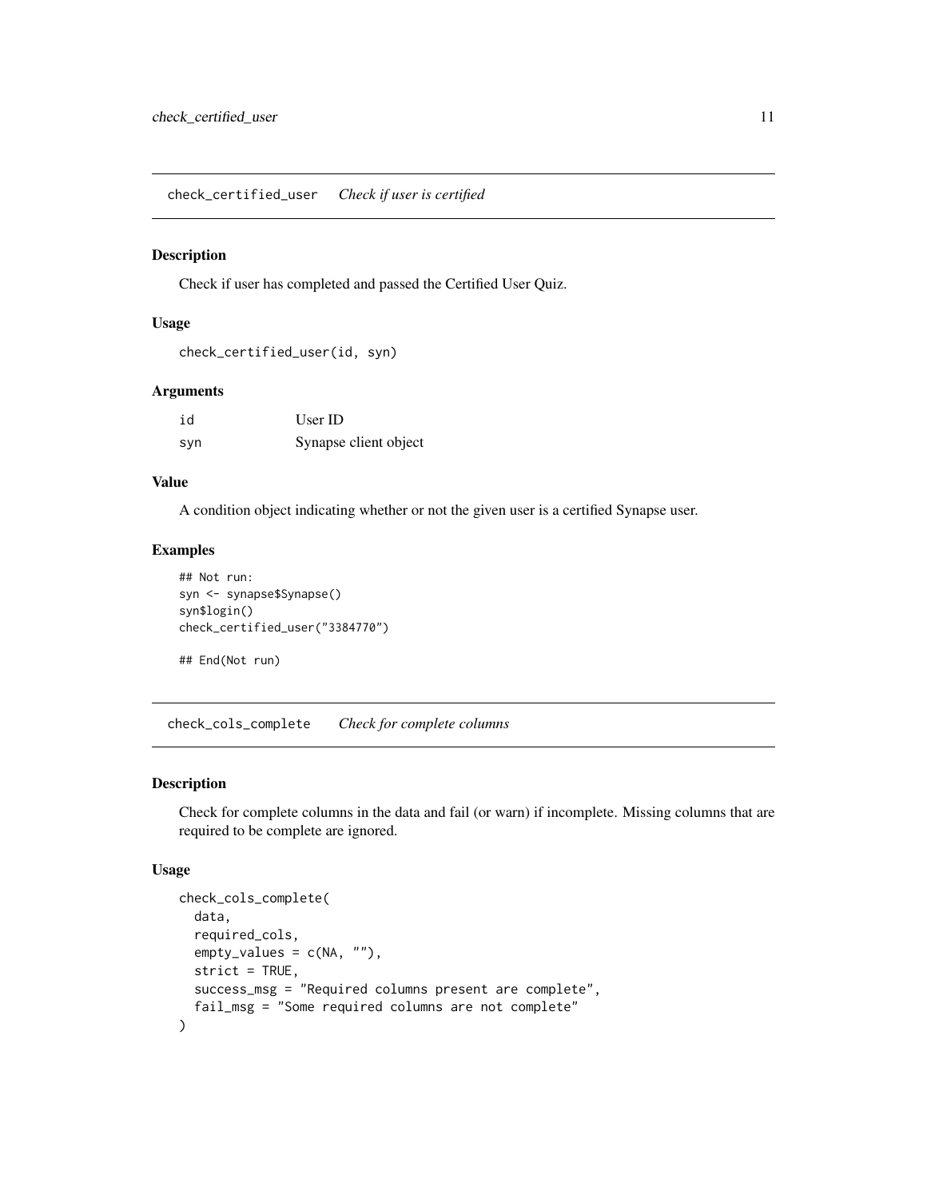## check_certified_user    *Check if user is certified*

### Description

Check if user has completed and passed the Certified User Quiz.

### Usage

```
check_certified_user(id, syn)
```

### Arguments

| | |
|---|---|
| id | User ID |
| syn | Synapse client object |

### Value

A condition object indicating whether or not the given user is a certified Synapse user.

### Examples

```
## Not run:
syn <- synapse$Synapse()
syn$login()
check_certified_user("3384770")

## End(Not run)
```

## check_cols_complete    *Check for complete columns*

### Description

Check for complete columns in the data and fail (or warn) if incomplete. Missing columns that are required to be complete are ignored.

### Usage

```
check_cols_complete(
  data,
  required_cols,
  empty_values = c(NA, ""),
  strict = TRUE,
  success_msg = "Required columns present are complete",
  fail_msg = "Some required columns are not complete"
)
```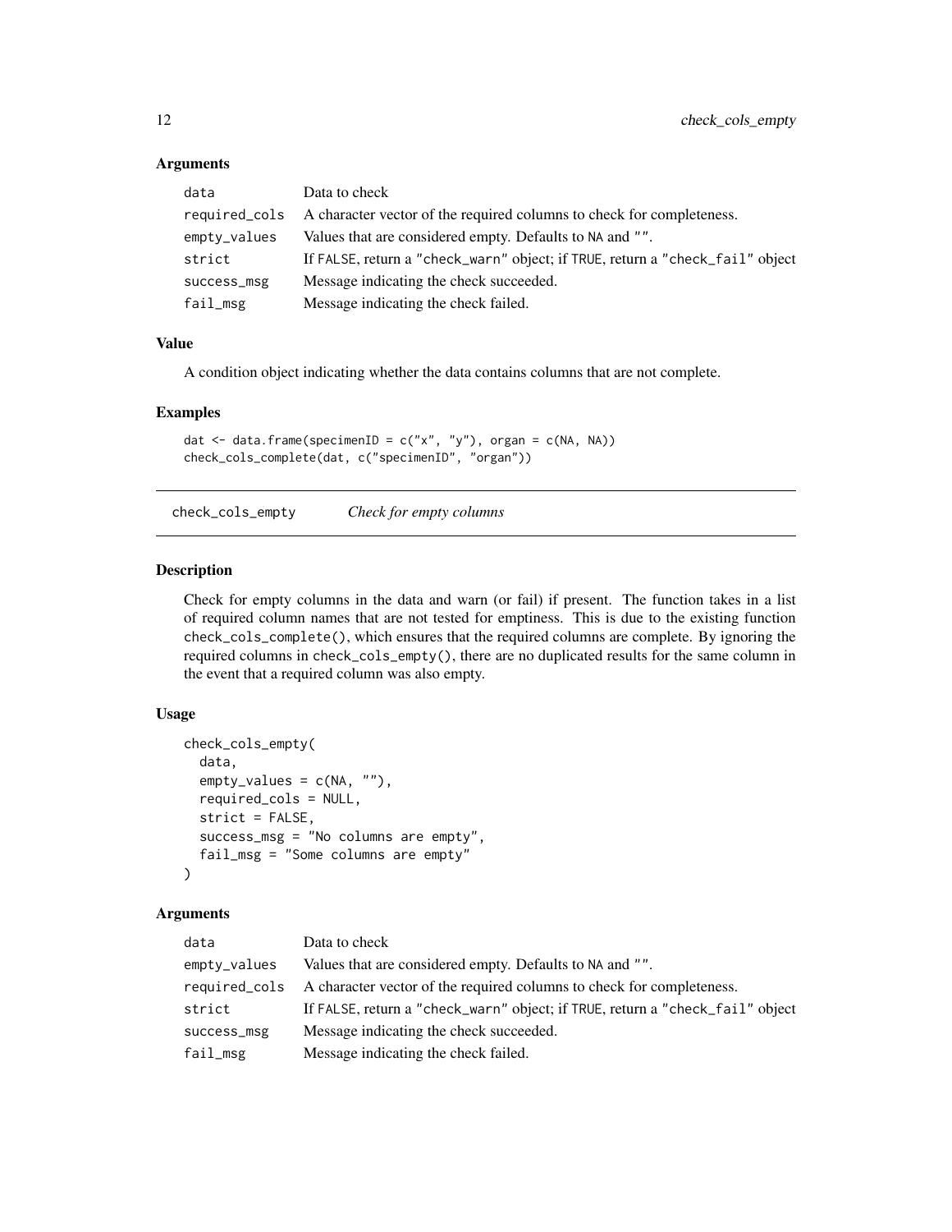### Arguments

| | |
|---|---|
| data | Data to check |
| required_cols | A character vector of the required columns to check for completeness. |
| empty_values | Values that are considered empty. Defaults to NA and "". |
| strict | If FALSE, return a "check_warn" object; if TRUE, return a "check_fail" object |
| success_msg | Message indicating the check succeeded. |
| fail_msg | Message indicating the check failed. |

### Value

A condition object indicating whether the data contains columns that are not complete.

### Examples

```
dat <- data.frame(specimenID = c("x", "y"), organ = c(NA, NA))
check_cols_complete(dat, c("specimenID", "organ"))
```

---

## check_cols_empty *Check for empty columns*

---

### Description

Check for empty columns in the data and warn (or fail) if present. The function takes in a list of required column names that are not tested for emptiness. This is due to the existing function check_cols_complete(), which ensures that the required columns are complete. By ignoring the required columns in check_cols_empty(), there are no duplicated results for the same column in the event that a required column was also empty.

### Usage

```
check_cols_empty(
  data,
  empty_values = c(NA, ""),
  required_cols = NULL,
  strict = FALSE,
  success_msg = "No columns are empty",
  fail_msg = "Some columns are empty"
)
```

### Arguments

| | |
|---|---|
| data | Data to check |
| empty_values | Values that are considered empty. Defaults to NA and "". |
| required_cols | A character vector of the required columns to check for completeness. |
| strict | If FALSE, return a "check_warn" object; if TRUE, return a "check_fail" object |
| success_msg | Message indicating the check succeeded. |
| fail_msg | Message indicating the check failed. |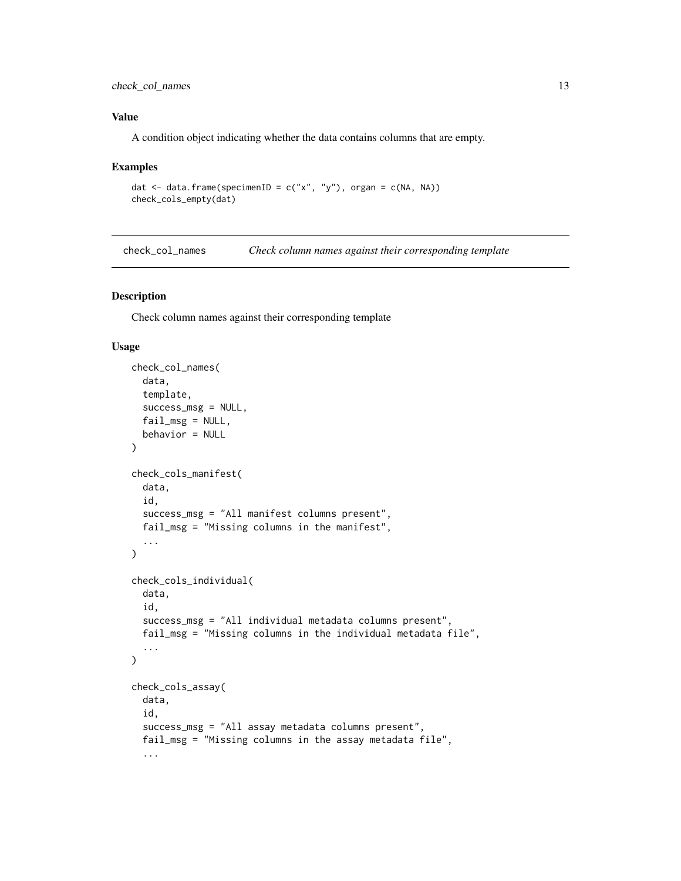### Value

A condition object indicating whether the data contains columns that are empty.

### Examples

```
dat <- data.frame(specimenID = c("x", "y"), organ = c(NA, NA))
check_cols_empty(dat)
```

---

## check_col_names *Check column names against their corresponding template*

### Description

Check column names against their corresponding template

### Usage

```
check_col_names(
  data,
  template,
  success_msg = NULL,
  fail_msg = NULL,
  behavior = NULL
)

check_cols_manifest(
  data,
  id,
  success_msg = "All manifest columns present",
  fail_msg = "Missing columns in the manifest",
  ...
)

check_cols_individual(
  data,
  id,
  success_msg = "All individual metadata columns present",
  fail_msg = "Missing columns in the individual metadata file",
  ...
)

check_cols_assay(
  data,
  id,
  success_msg = "All assay metadata columns present",
  fail_msg = "Missing columns in the assay metadata file",
  ...
```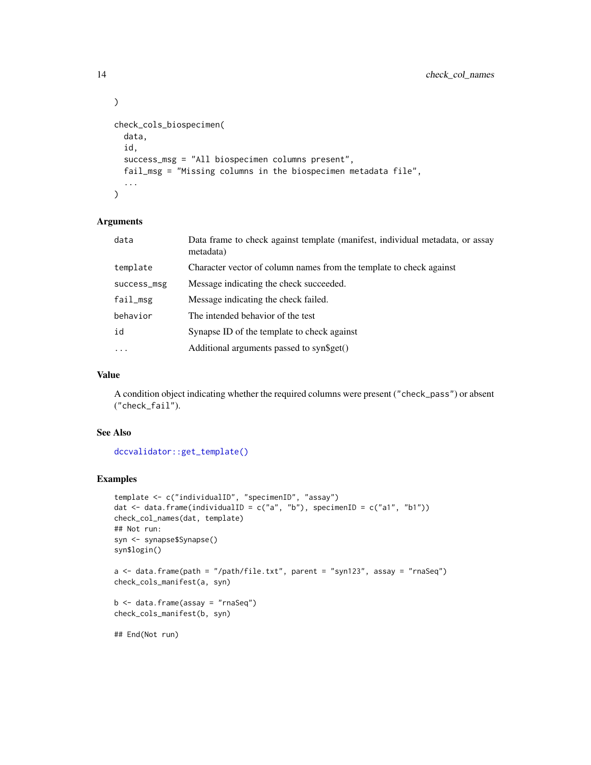```
)

check_cols_biospecimen(
  data,
  id,
  success_msg = "All biospecimen columns present",
  fail_msg = "Missing columns in the biospecimen metadata file",
  ...
)
```

### Arguments

| | |
|---|---|
| `data` | Data frame to check against template (manifest, individual metadata, or assay metadata) |
| `template` | Character vector of column names from the template to check against |
| `success_msg` | Message indicating the check succeeded. |
| `fail_msg` | Message indicating the check failed. |
| `behavior` | The intended behavior of the test |
| `id` | Synapse ID of the template to check against |
| `...` | Additional arguments passed to syn$get() |

### Value

A condition object indicating whether the required columns were present ("check_pass") or absent ("check_fail").

### See Also

`dccvalidator::get_template()`

### Examples

```
template <- c("individualID", "specimenID", "assay")
dat <- data.frame(individualID = c("a", "b"), specimenID = c("a1", "b1"))
check_col_names(dat, template)
## Not run:
syn <- synapse$Synapse()
syn$login()

a <- data.frame(path = "/path/file.txt", parent = "syn123", assay = "rnaSeq")
check_cols_manifest(a, syn)

b <- data.frame(assay = "rnaSeq")
check_cols_manifest(b, syn)

## End(Not run)
```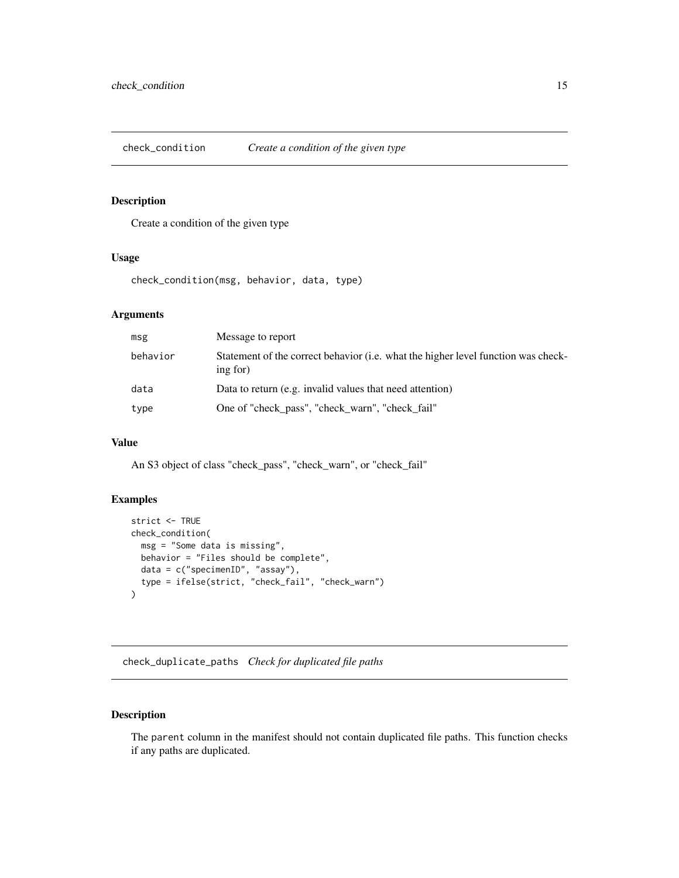## check_condition *Create a condition of the given type*

### Description

Create a condition of the given type

### Usage

```
check_condition(msg, behavior, data, type)
```

### Arguments

| | |
|---|---|
| msg | Message to report |
| behavior | Statement of the correct behavior (i.e. what the higher level function was checking for) |
| data | Data to return (e.g. invalid values that need attention) |
| type | One of "check_pass", "check_warn", "check_fail" |

### Value

An S3 object of class "check_pass", "check_warn", or "check_fail"

### Examples

```
strict <- TRUE
check_condition(
  msg = "Some data is missing",
  behavior = "Files should be complete",
  data = c("specimenID", "assay"),
  type = ifelse(strict, "check_fail", "check_warn")
)
```

## check_duplicate_paths *Check for duplicated file paths*

### Description

The `parent` column in the manifest should not contain duplicated file paths. This function checks if any paths are duplicated.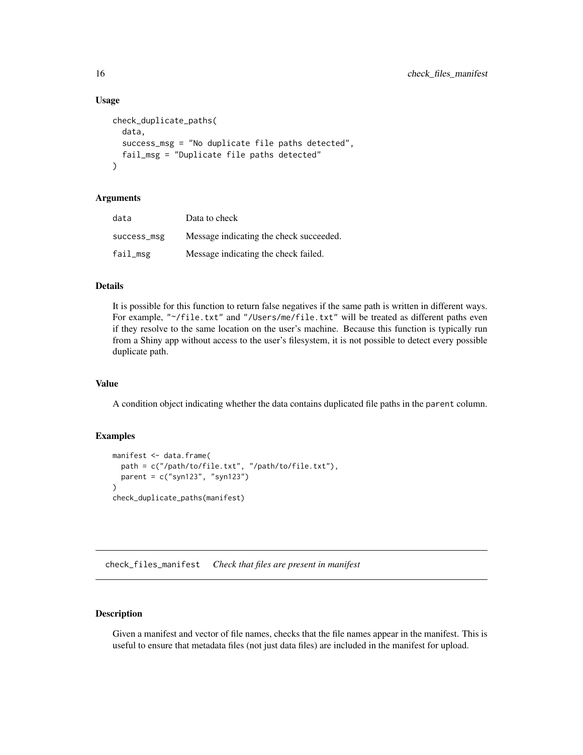### Usage

```
check_duplicate_paths(
  data,
  success_msg = "No duplicate file paths detected",
  fail_msg = "Duplicate file paths detected"
)
```

### Arguments

| | |
|---|---|
| data | Data to check |
| success_msg | Message indicating the check succeeded. |
| fail_msg | Message indicating the check failed. |

### Details

It is possible for this function to return false negatives if the same path is written in different ways. For example, "~/file.txt" and "/Users/me/file.txt" will be treated as different paths even if they resolve to the same location on the user's machine. Because this function is typically run from a Shiny app without access to the user's filesystem, it is not possible to detect every possible duplicate path.

### Value

A condition object indicating whether the data contains duplicated file paths in the parent column.

### Examples

```
manifest <- data.frame(
  path = c("/path/to/file.txt", "/path/to/file.txt"),
  parent = c("syn123", "syn123")
)
check_duplicate_paths(manifest)
```

---

## check_files_manifest    *Check that files are present in manifest*

---

### Description

Given a manifest and vector of file names, checks that the file names appear in the manifest. This is useful to ensure that metadata files (not just data files) are included in the manifest for upload.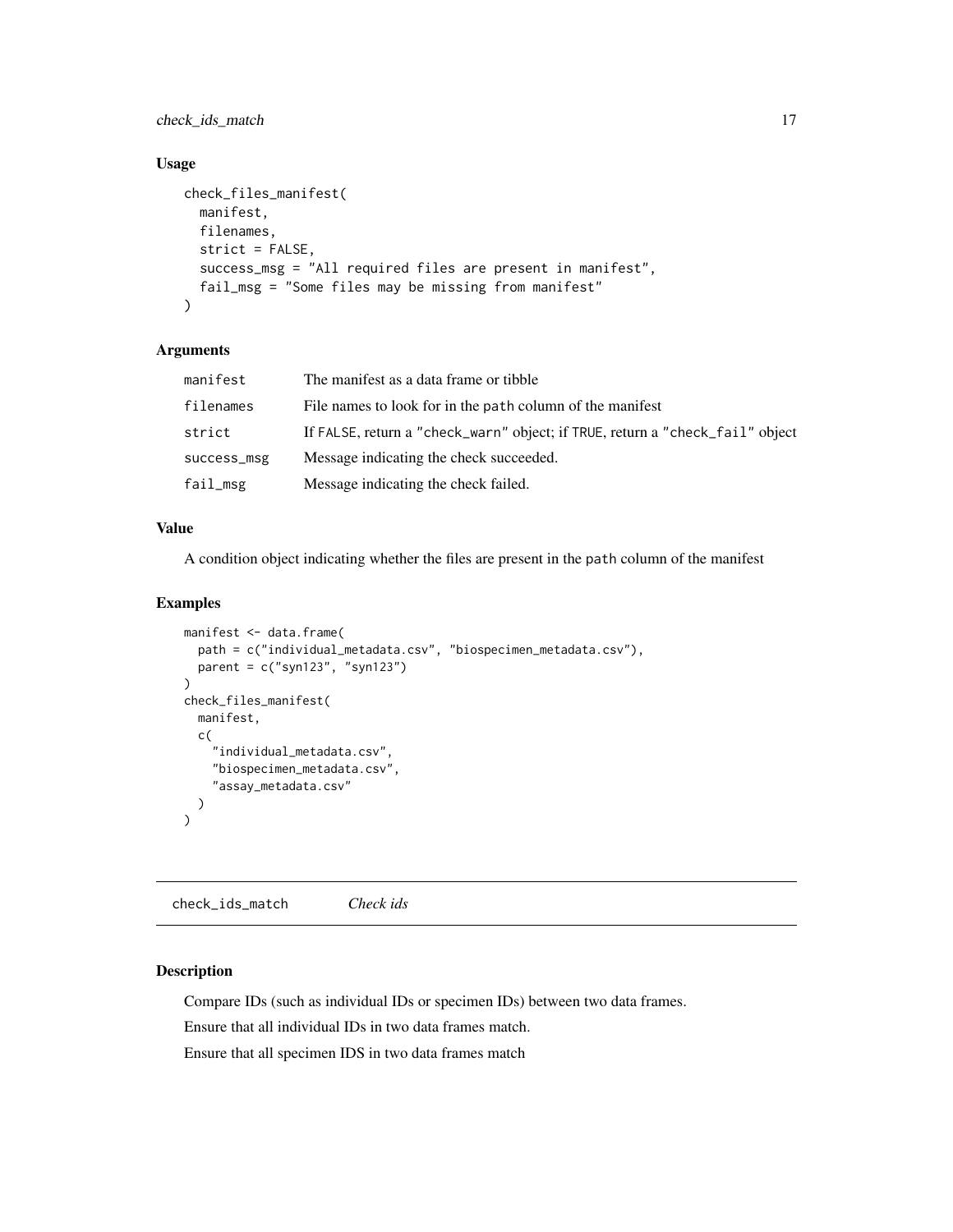## Usage

```
check_files_manifest(
  manifest,
  filenames,
  strict = FALSE,
  success_msg = "All required files are present in manifest",
  fail_msg = "Some files may be missing from manifest"
)
```

## Arguments

| | |
|---|---|
| `manifest` | The manifest as a data frame or tibble |
| `filenames` | File names to look for in the `path` column of the manifest |
| `strict` | If `FALSE`, return a `"check_warn"` object; if `TRUE`, return a `"check_fail"` object |
| `success_msg` | Message indicating the check succeeded. |
| `fail_msg` | Message indicating the check failed. |

## Value

A condition object indicating whether the files are present in the `path` column of the manifest

## Examples

```
manifest <- data.frame(
  path = c("individual_metadata.csv", "biospecimen_metadata.csv"),
  parent = c("syn123", "syn123")
)
check_files_manifest(
  manifest,
  c(
    "individual_metadata.csv",
    "biospecimen_metadata.csv",
    "assay_metadata.csv"
  )
)
```

---

# check_ids_match &nbsp;&nbsp;&nbsp; *Check ids*

## Description

Compare IDs (such as individual IDs or specimen IDs) between two data frames.

Ensure that all individual IDs in two data frames match.

Ensure that all specimen IDS in two data frames match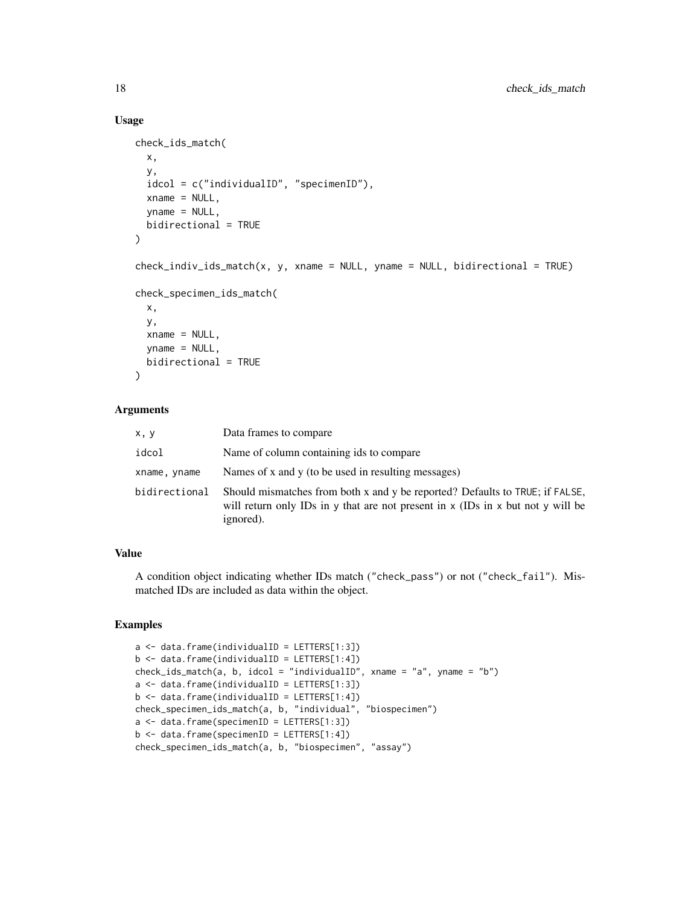### Usage

```
check_ids_match(
  x,
  y,
  idcol = c("individualID", "specimenID"),
  xname = NULL,
  yname = NULL,
  bidirectional = TRUE
)

check_indiv_ids_match(x, y, xname = NULL, yname = NULL, bidirectional = TRUE)

check_specimen_ids_match(
  x,
  y,
  xname = NULL,
  yname = NULL,
  bidirectional = TRUE
)
```

### Arguments

| | |
|---|---|
| x, y | Data frames to compare |
| idcol | Name of column containing ids to compare |
| xname, yname | Names of x and y (to be used in resulting messages) |
| bidirectional | Should mismatches from both x and y be reported? Defaults to TRUE; if FALSE, will return only IDs in y that are not present in x (IDs in x but not y will be ignored). |

### Value

A condition object indicating whether IDs match ("check_pass") or not ("check_fail"). Mismatched IDs are included as data within the object.

### Examples

```
a <- data.frame(individualID = LETTERS[1:3])
b <- data.frame(individualID = LETTERS[1:4])
check_ids_match(a, b, idcol = "individualID", xname = "a", yname = "b")
a <- data.frame(individualID = LETTERS[1:3])
b <- data.frame(individualID = LETTERS[1:4])
check_specimen_ids_match(a, b, "individual", "biospecimen")
a <- data.frame(specimenID = LETTERS[1:3])
b <- data.frame(specimenID = LETTERS[1:4])
check_specimen_ids_match(a, b, "biospecimen", "assay")
```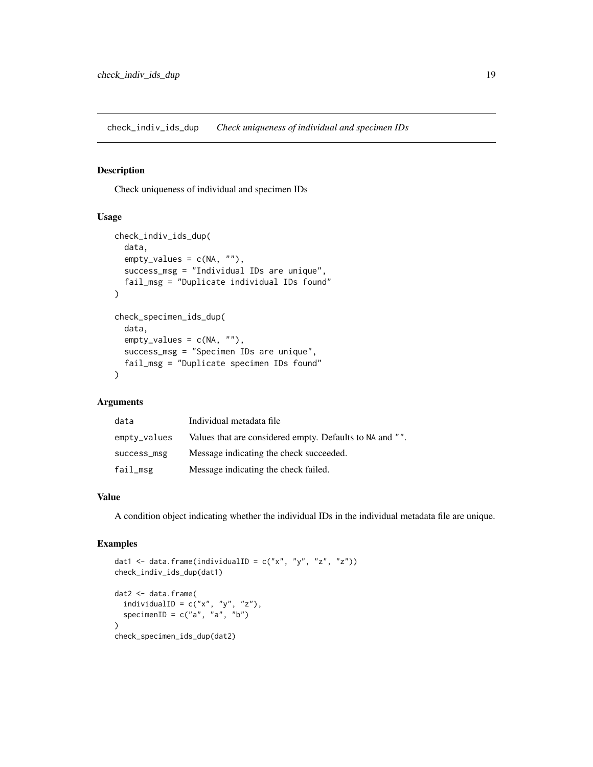## check_indiv_ids_dup    *Check uniqueness of individual and specimen IDs*

### Description

Check uniqueness of individual and specimen IDs

### Usage

```
check_indiv_ids_dup(
  data,
  empty_values = c(NA, ""),
  success_msg = "Individual IDs are unique",
  fail_msg = "Duplicate individual IDs found"
)

check_specimen_ids_dup(
  data,
  empty_values = c(NA, ""),
  success_msg = "Specimen IDs are unique",
  fail_msg = "Duplicate specimen IDs found"
)
```

### Arguments

| | |
|---|---|
| data | Individual metadata file |
| empty_values | Values that are considered empty. Defaults to NA and "". |
| success_msg | Message indicating the check succeeded. |
| fail_msg | Message indicating the check failed. |

### Value

A condition object indicating whether the individual IDs in the individual metadata file are unique.

### Examples

```
dat1 <- data.frame(individualID = c("x", "y", "z", "z"))
check_indiv_ids_dup(dat1)

dat2 <- data.frame(
  individualID = c("x", "y", "z"),
  specimenID = c("a", "a", "b")
)
check_specimen_ids_dup(dat2)
```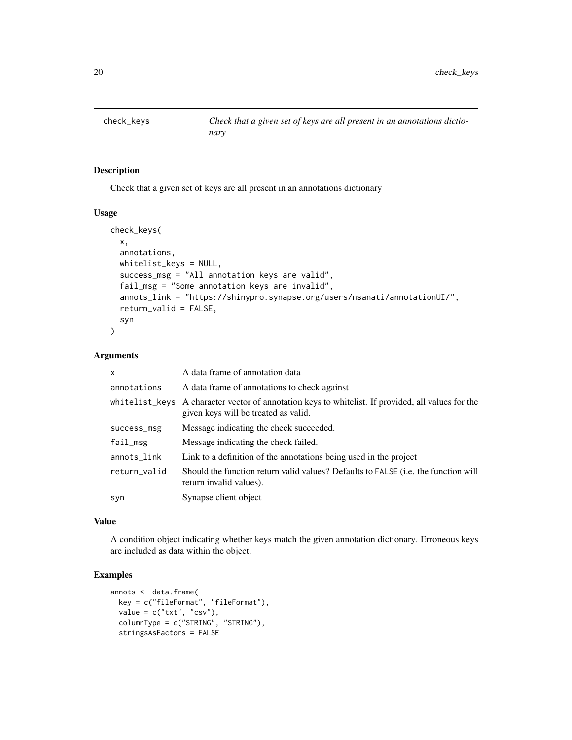# check_keys

*Check that a given set of keys are all present in an annotations dictionary*

## Description

Check that a given set of keys are all present in an annotations dictionary

## Usage

```
check_keys(
  x,
  annotations,
  whitelist_keys = NULL,
  success_msg = "All annotation keys are valid",
  fail_msg = "Some annotation keys are invalid",
  annots_link = "https://shinypro.synapse.org/users/nsanati/annotationUI/",
  return_valid = FALSE,
  syn
)
```

## Arguments

| | |
|---|---|
| x | A data frame of annotation data |
| annotations | A data frame of annotations to check against |
| whitelist_keys | A character vector of annotation keys to whitelist. If provided, all values for the given keys will be treated as valid. |
| success_msg | Message indicating the check succeeded. |
| fail_msg | Message indicating the check failed. |
| annots_link | Link to a definition of the annotations being used in the project |
| return_valid | Should the function return valid values? Defaults to FALSE (i.e. the function will return invalid values). |
| syn | Synapse client object |

## Value

A condition object indicating whether keys match the given annotation dictionary. Erroneous keys are included as data within the object.

## Examples

```
annots <- data.frame(
  key = c("fileFormat", "fileFormat"),
  value = c("txt", "csv"),
  columnType = c("STRING", "STRING"),
  stringsAsFactors = FALSE
```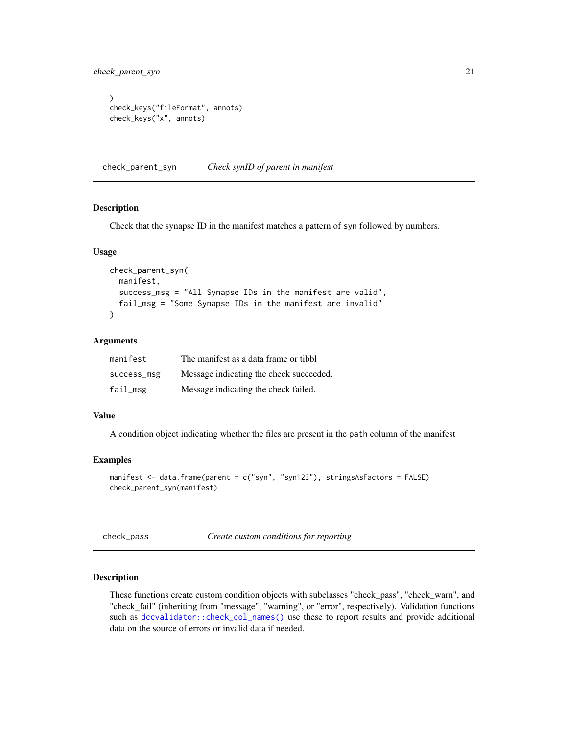```
)
check_keys("fileFormat", annots)
check_keys("x", annots)
```

## check_parent_syn    *Check synID of parent in manifest*

### Description

Check that the synapse ID in the manifest matches a pattern of syn followed by numbers.

### Usage

```
check_parent_syn(
  manifest,
  success_msg = "All Synapse IDs in the manifest are valid",
  fail_msg = "Some Synapse IDs in the manifest are invalid"
)
```

### Arguments

| | |
|---|---|
| `manifest` | The manifest as a data frame or tibbl |
| `success_msg` | Message indicating the check succeeded. |
| `fail_msg` | Message indicating the check failed. |

### Value

A condition object indicating whether the files are present in the `path` column of the manifest

### Examples

```
manifest <- data.frame(parent = c("syn", "syn123"), stringsAsFactors = FALSE)
check_parent_syn(manifest)
```

## check_pass    *Create custom conditions for reporting*

### Description

These functions create custom condition objects with subclasses "check_pass", "check_warn", and "check_fail" (inheriting from "message", "warning", or "error", respectively). Validation functions such as `dccvalidator::check_col_names()` use these to report results and provide additional data on the source of errors or invalid data if needed.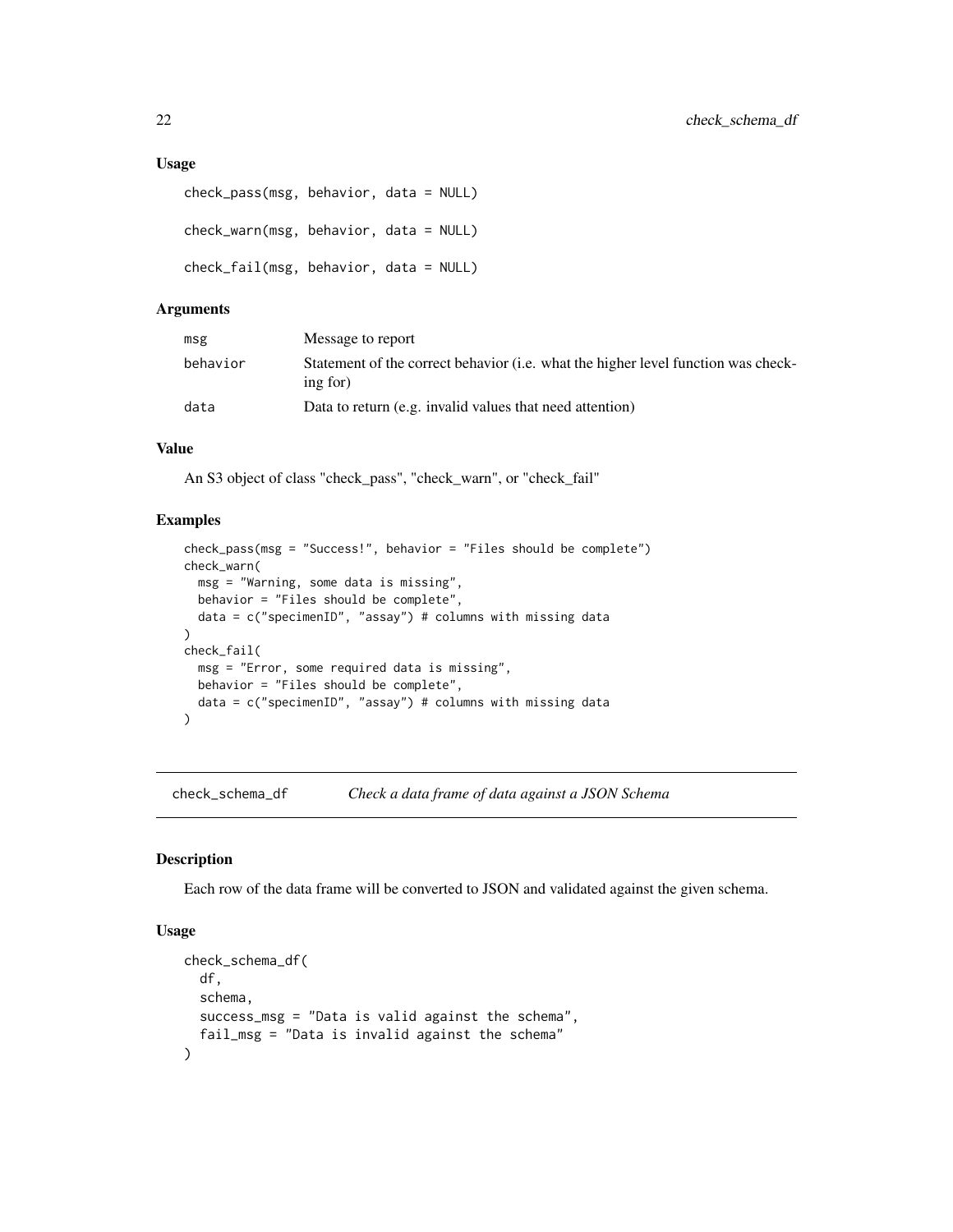## Usage

```
check_pass(msg, behavior, data = NULL)

check_warn(msg, behavior, data = NULL)

check_fail(msg, behavior, data = NULL)
```

## Arguments

| | |
|---|---|
| `msg` | Message to report |
| `behavior` | Statement of the correct behavior (i.e. what the higher level function was checking for) |
| `data` | Data to return (e.g. invalid values that need attention) |

## Value

An S3 object of class "check_pass", "check_warn", or "check_fail"

## Examples

```
check_pass(msg = "Success!", behavior = "Files should be complete")
check_warn(
  msg = "Warning, some data is missing",
  behavior = "Files should be complete",
  data = c("specimenID", "assay") # columns with missing data
)
check_fail(
  msg = "Error, some required data is missing",
  behavior = "Files should be complete",
  data = c("specimenID", "assay") # columns with missing data
)
```

---

# check_schema_df — *Check a data frame of data against a JSON Schema*

## Description

Each row of the data frame will be converted to JSON and validated against the given schema.

## Usage

```
check_schema_df(
  df,
  schema,
  success_msg = "Data is valid against the schema",
  fail_msg = "Data is invalid against the schema"
)
```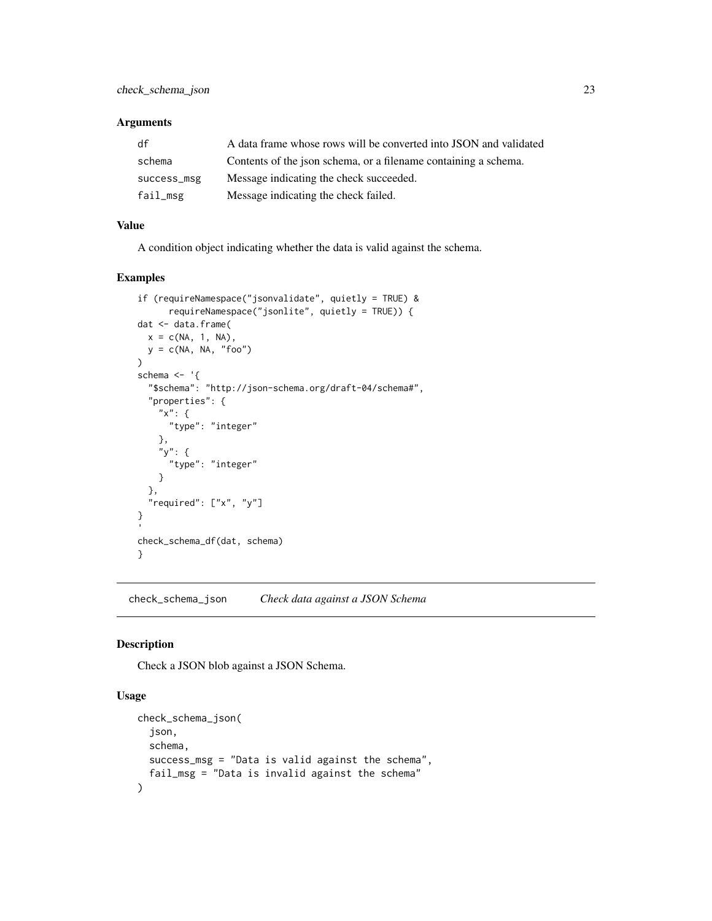### Arguments

| | |
|---|---|
| df | A data frame whose rows will be converted into JSON and validated |
| schema | Contents of the json schema, or a filename containing a schema. |
| success_msg | Message indicating the check succeeded. |
| fail_msg | Message indicating the check failed. |

### Value

A condition object indicating whether the data is valid against the schema.

### Examples

```
if (requireNamespace("jsonvalidate", quietly = TRUE) &
      requireNamespace("jsonlite", quietly = TRUE)) {
dat <- data.frame(
  x = c(NA, 1, NA),
  y = c(NA, NA, "foo")
)
schema <- '{
  "$schema": "http://json-schema.org/draft-04/schema#",
  "properties": {
    "x": {
      "type": "integer"
    },
    "y": {
      "type": "integer"
    }
  },
  "required": ["x", "y"]
}
'
check_schema_df(dat, schema)
}
```

---

## check_schema_json *Check data against a JSON Schema*

### Description

Check a JSON blob against a JSON Schema.

### Usage

```
check_schema_json(
  json,
  schema,
  success_msg = "Data is valid against the schema",
  fail_msg = "Data is invalid against the schema"
)
```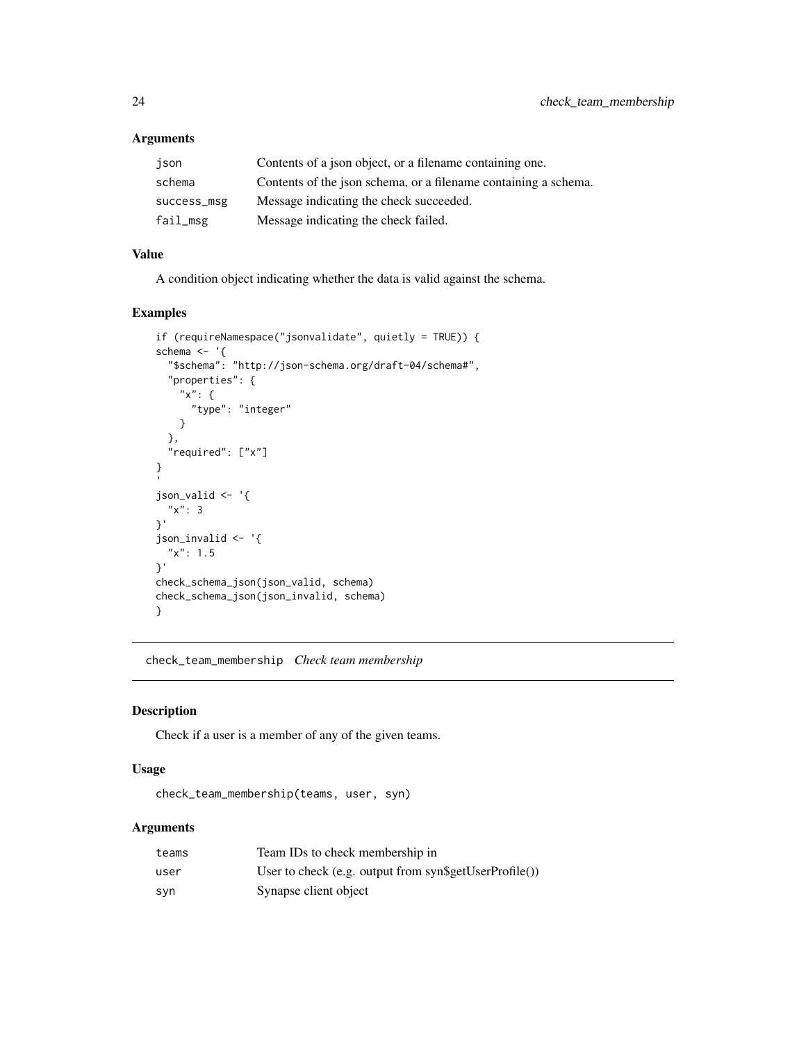### Arguments

| | |
|---|---|
| `json` | Contents of a json object, or a filename containing one. |
| `schema` | Contents of the json schema, or a filename containing a schema. |
| `success_msg` | Message indicating the check succeeded. |
| `fail_msg` | Message indicating the check failed. |

### Value

A condition object indicating whether the data is valid against the schema.

### Examples

```
if (requireNamespace("jsonvalidate", quietly = TRUE)) {
schema <- '{
  "$schema": "http://json-schema.org/draft-04/schema#",
  "properties": {
    "x": {
      "type": "integer"
    }
  },
  "required": ["x"]
}
'
json_valid <- '{
  "x": 3
}'
json_invalid <- '{
  "x": 1.5
}'
check_schema_json(json_valid, schema)
check_schema_json(json_invalid, schema)
}
```

---

## `check_team_membership` *Check team membership*

### Description

Check if a user is a member of any of the given teams.

### Usage

```
check_team_membership(teams, user, syn)
```

### Arguments

| | |
|---|---|
| `teams` | Team IDs to check membership in |
| `user` | User to check (e.g. output from syn$getUserProfile()) |
| `syn` | Synapse client object |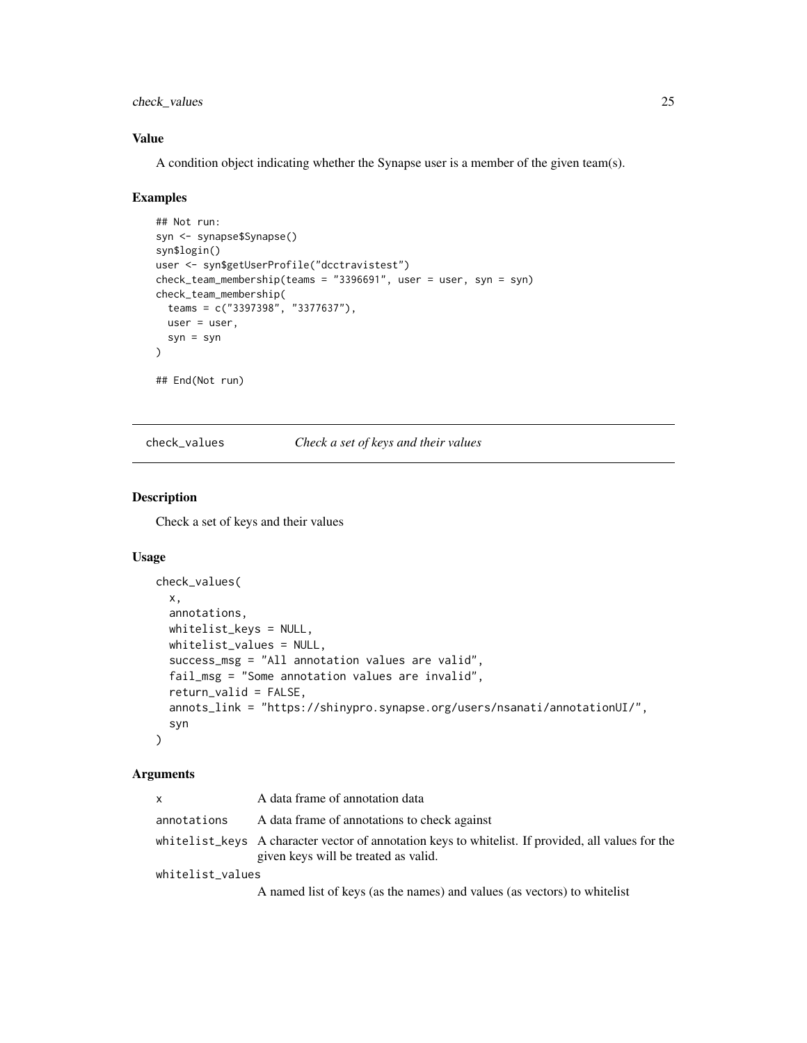### Value

A condition object indicating whether the Synapse user is a member of the given team(s).

### Examples

```
## Not run:
syn <- synapse$Synapse()
syn$login()
user <- syn$getUserProfile("dcctravistest")
check_team_membership(teams = "3396691", user = user, syn = syn)
check_team_membership(
  teams = c("3397398", "3377637"),
  user = user,
  syn = syn
)

## End(Not run)
```

---

## check_values — *Check a set of keys and their values*

### Description

Check a set of keys and their values

### Usage

```
check_values(
  x,
  annotations,
  whitelist_keys = NULL,
  whitelist_values = NULL,
  success_msg = "All annotation values are valid",
  fail_msg = "Some annotation values are invalid",
  return_valid = FALSE,
  annots_link = "https://shinypro.synapse.org/users/nsanati/annotationUI/",
  syn
)
```

### Arguments

| | |
|---|---|
| `x` | A data frame of annotation data |
| `annotations` | A data frame of annotations to check against |
| `whitelist_keys` | A character vector of annotation keys to whitelist. If provided, all values for the given keys will be treated as valid. |
| `whitelist_values` | A named list of keys (as the names) and values (as vectors) to whitelist |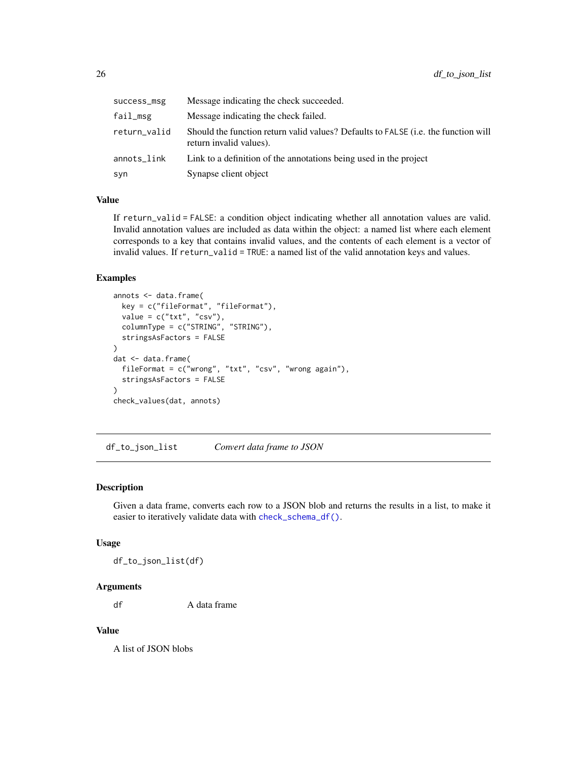| | |
|---|---|
| `success_msg` | Message indicating the check succeeded. |
| `fail_msg` | Message indicating the check failed. |
| `return_valid` | Should the function return valid values? Defaults to `FALSE` (i.e. the function will return invalid values). |
| `annots_link` | Link to a definition of the annotations being used in the project |
| `syn` | Synapse client object |

### Value

If `return_valid = FALSE`: a condition object indicating whether all annotation values are valid. Invalid annotation values are included as data within the object: a named list where each element corresponds to a key that contains invalid values, and the contents of each element is a vector of invalid values. If `return_valid = TRUE`: a named list of the valid annotation keys and values.

### Examples

```
annots <- data.frame(
  key = c("fileFormat", "fileFormat"),
  value = c("txt", "csv"),
  columnType = c("STRING", "STRING"),
  stringsAsFactors = FALSE
)
dat <- data.frame(
  fileFormat = c("wrong", "txt", "csv", "wrong again"),
  stringsAsFactors = FALSE
)
check_values(dat, annots)
```

---

## `df_to_json_list` *Convert data frame to JSON*

---

### Description

Given a data frame, converts each row to a JSON blob and returns the results in a list, to make it easier to iteratively validate data with `check_schema_df()`.

### Usage

```
df_to_json_list(df)
```

### Arguments

| | |
|---|---|
| `df` | A data frame |

### Value

A list of JSON blobs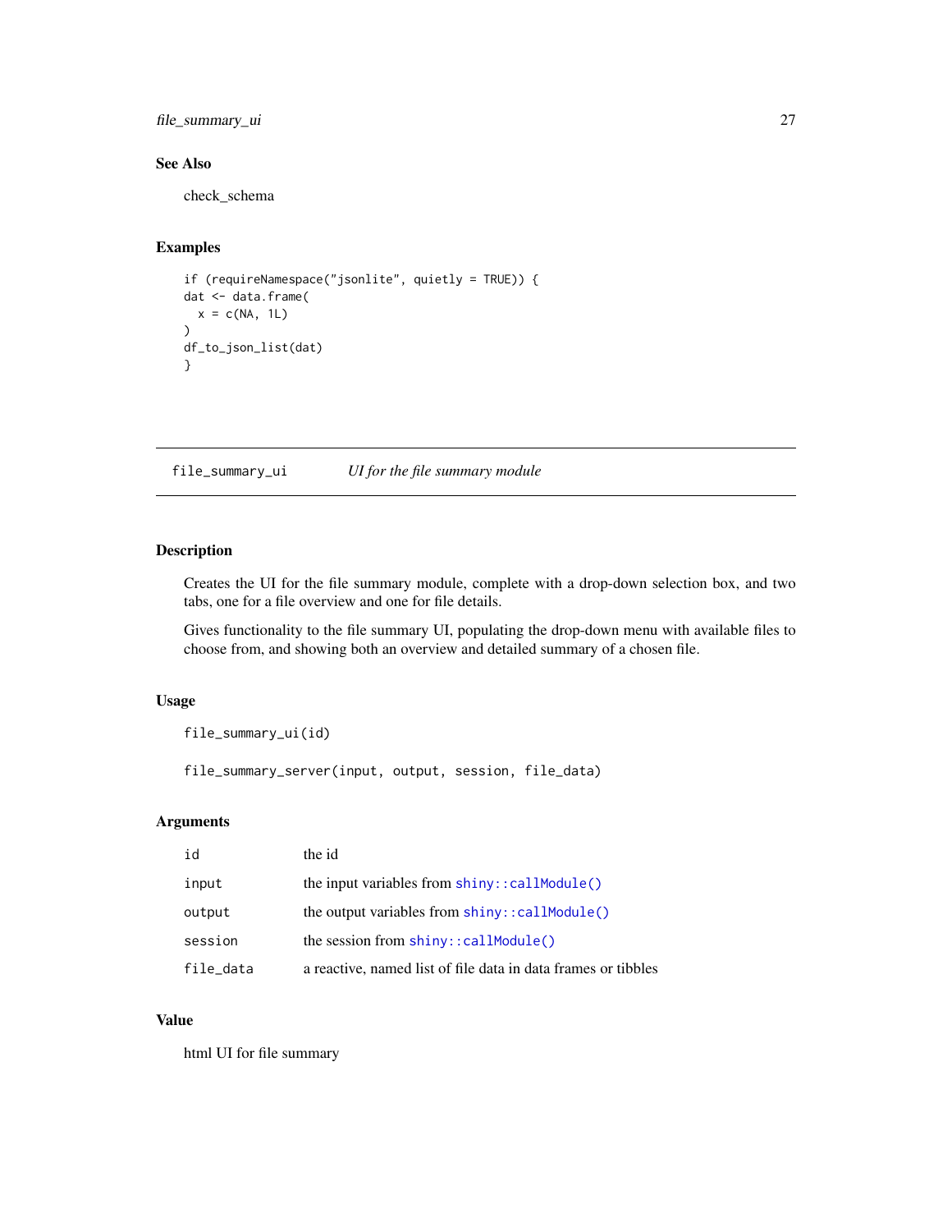## See Also

check_schema

## Examples

```
if (requireNamespace("jsonlite", quietly = TRUE)) {
dat <- data.frame(
  x = c(NA, 1L)
)
df_to_json_list(dat)
}
```

---

# file_summary_ui    *UI for the file summary module*

---

## Description

Creates the UI for the file summary module, complete with a drop-down selection box, and two tabs, one for a file overview and one for file details.

Gives functionality to the file summary UI, populating the drop-down menu with available files to choose from, and showing both an overview and detailed summary of a chosen file.

## Usage

```
file_summary_ui(id)

file_summary_server(input, output, session, file_data)
```

## Arguments

| | |
|---|---|
| `id` | the id |
| `input` | the input variables from `shiny::callModule()` |
| `output` | the output variables from `shiny::callModule()` |
| `session` | the session from `shiny::callModule()` |
| `file_data` | a reactive, named list of file data in data frames or tibbles |

## Value

html UI for file summary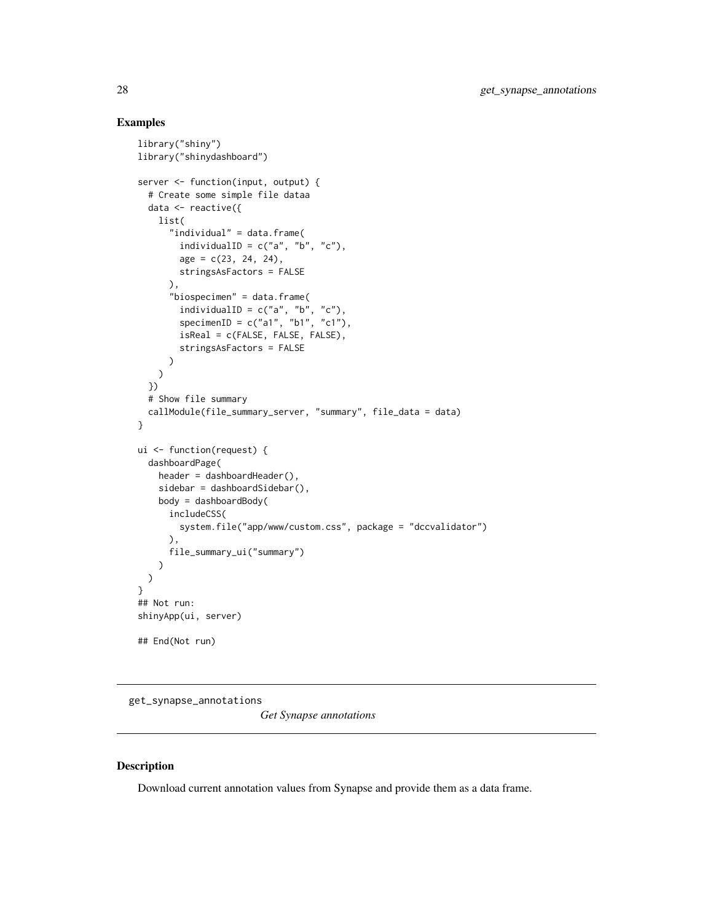## Examples

```
library("shiny")
library("shinydashboard")

server <- function(input, output) {
  # Create some simple file dataa
  data <- reactive({
    list(
      "individual" = data.frame(
        individualID = c("a", "b", "c"),
        age = c(23, 24, 24),
        stringsAsFactors = FALSE
      ),
      "biospecimen" = data.frame(
        individualID = c("a", "b", "c"),
        specimenID = c("a1", "b1", "c1"),
        isReal = c(FALSE, FALSE, FALSE),
        stringsAsFactors = FALSE
      )
    )
  })
  # Show file summary
  callModule(file_summary_server, "summary", file_data = data)
}

ui <- function(request) {
  dashboardPage(
    header = dashboardHeader(),
    sidebar = dashboardSidebar(),
    body = dashboardBody(
      includeCSS(
        system.file("app/www/custom.css", package = "dccvalidator")
      ),
      file_summary_ui("summary")
    )
  )
}
## Not run:
shinyApp(ui, server)

## End(Not run)
```

---

`get_synapse_annotations` *Get Synapse annotations*

---

## Description

Download current annotation values from Synapse and provide them as a data frame.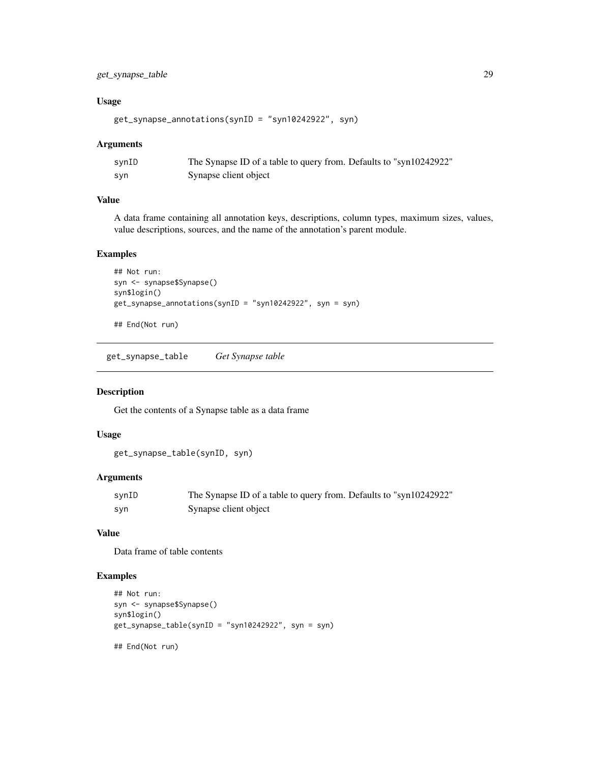### Usage

```
get_synapse_annotations(synID = "syn10242922", syn)
```

### Arguments

| | |
|---|---|
| synID | The Synapse ID of a table to query from. Defaults to "syn10242922" |
| syn | Synapse client object |

### Value

A data frame containing all annotation keys, descriptions, column types, maximum sizes, values, value descriptions, sources, and the name of the annotation's parent module.

### Examples

```
## Not run:
syn <- synapse$Synapse()
syn$login()
get_synapse_annotations(synID = "syn10242922", syn = syn)

## End(Not run)
```

## get_synapse_table *Get Synapse table*

### Description

Get the contents of a Synapse table as a data frame

### Usage

```
get_synapse_table(synID, syn)
```

### Arguments

| | |
|---|---|
| synID | The Synapse ID of a table to query from. Defaults to "syn10242922" |
| syn | Synapse client object |

### Value

Data frame of table contents

### Examples

```
## Not run:
syn <- synapse$Synapse()
syn$login()
get_synapse_table(synID = "syn10242922", syn = syn)

## End(Not run)
```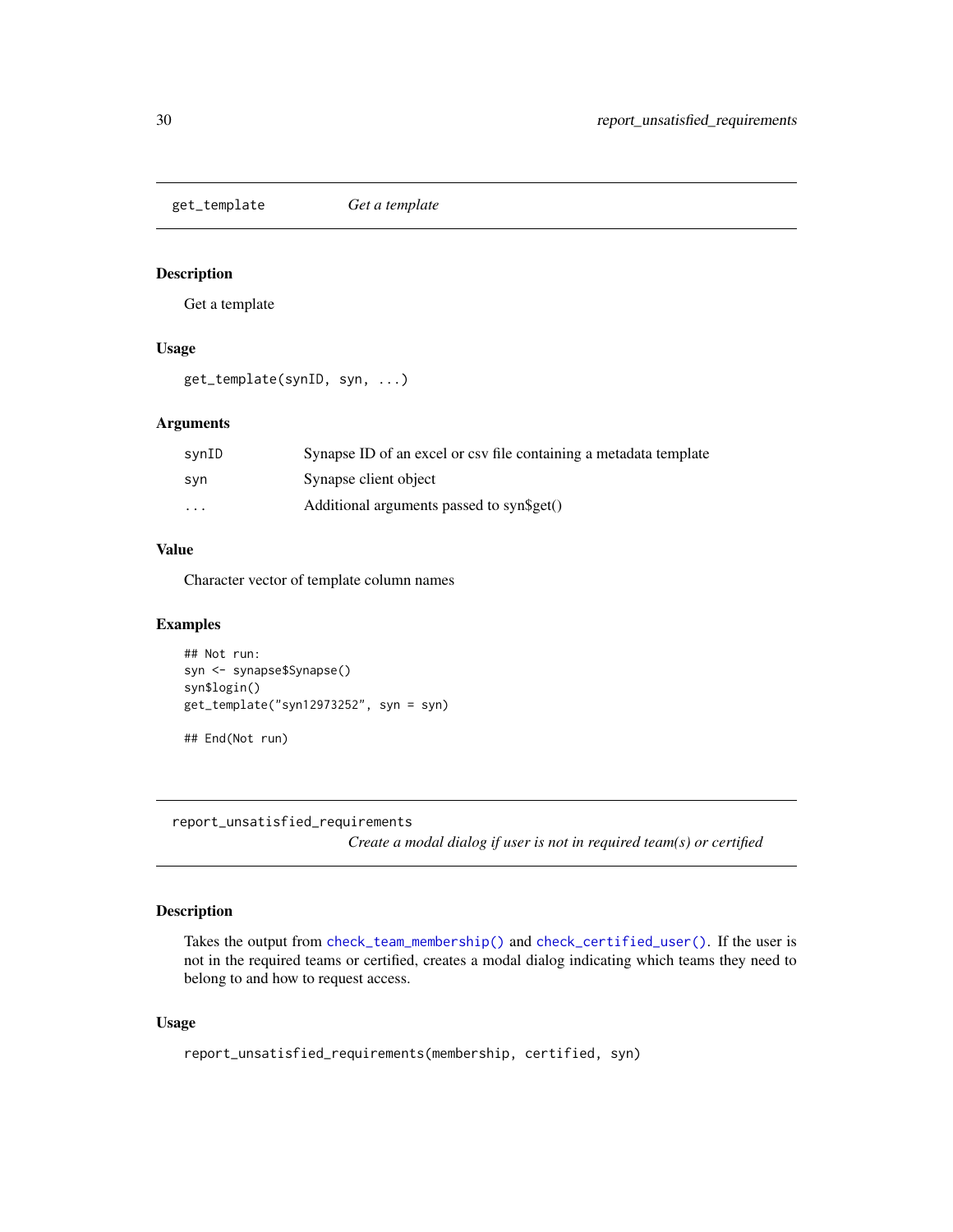## get_template *Get a template*

### Description

Get a template

### Usage

```
get_template(synID, syn, ...)
```

### Arguments

| | |
|---|---|
| synID | Synapse ID of an excel or csv file containing a metadata template |
| syn | Synapse client object |
| ... | Additional arguments passed to syn$get() |

### Value

Character vector of template column names

### Examples

```
## Not run:
syn <- synapse$Synapse()
syn$login()
get_template("syn12973252", syn = syn)

## End(Not run)
```

## report_unsatisfied_requirements *Create a modal dialog if user is not in required team(s) or certified*

### Description

Takes the output from `check_team_membership()` and `check_certified_user()`. If the user is not in the required teams or certified, creates a modal dialog indicating which teams they need to belong to and how to request access.

### Usage

```
report_unsatisfied_requirements(membership, certified, syn)
```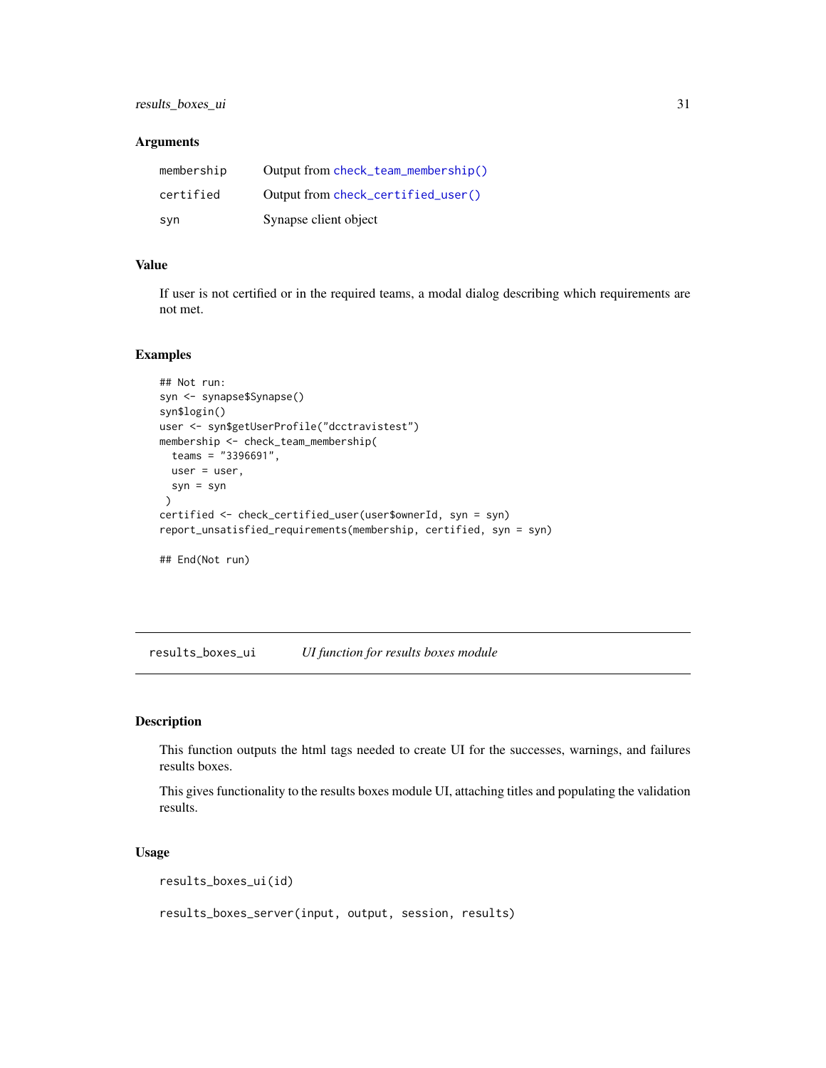### Arguments

| | |
|---|---|
| membership | Output from check_team_membership() |
| certified | Output from check_certified_user() |
| syn | Synapse client object |

### Value

If user is not certified or in the required teams, a modal dialog describing which requirements are not met.

### Examples

```
## Not run:
syn <- synapse$Synapse()
syn$login()
user <- syn$getUserProfile("dcctravistest")
membership <- check_team_membership(
  teams = "3396691",
  user = user,
  syn = syn
 )
certified <- check_certified_user(user$ownerId, syn = syn)
report_unsatisfied_requirements(membership, certified, syn = syn)

## End(Not run)
```

---

## results_boxes_ui — *UI function for results boxes module*

### Description

This function outputs the html tags needed to create UI for the successes, warnings, and failures results boxes.

This gives functionality to the results boxes module UI, attaching titles and populating the validation results.

### Usage

```
results_boxes_ui(id)

results_boxes_server(input, output, session, results)
```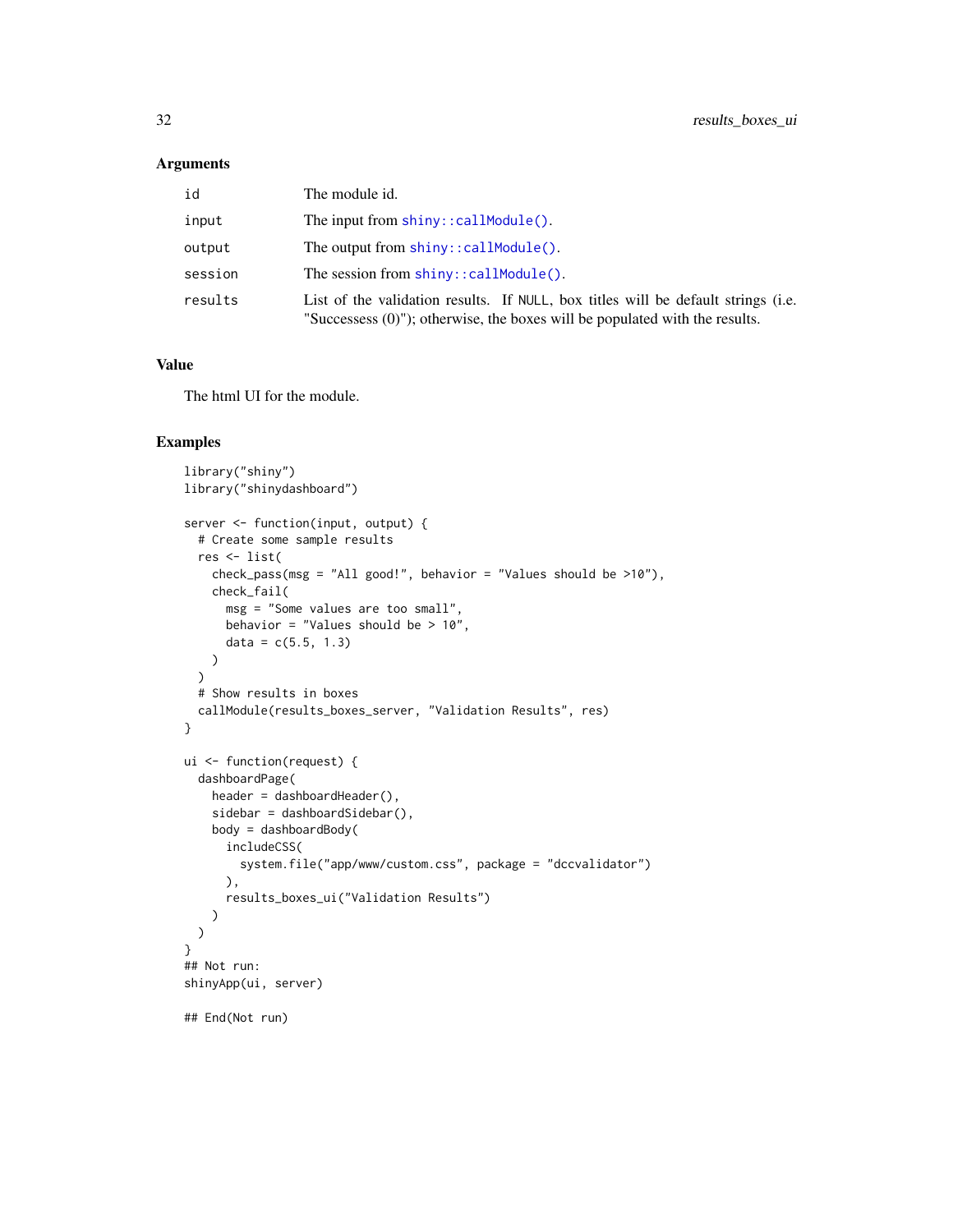## Arguments

| | |
|---|---|
| id | The module id. |
| input | The input from `shiny::callModule()`. |
| output | The output from `shiny::callModule()`. |
| session | The session from `shiny::callModule()`. |
| results | List of the validation results. If NULL, box titles will be default strings (i.e. "Successess (0)"); otherwise, the boxes will be populated with the results. |

## Value

The html UI for the module.

## Examples

```
library("shiny")
library("shinydashboard")

server <- function(input, output) {
  # Create some sample results
  res <- list(
    check_pass(msg = "All good!", behavior = "Values should be >10"),
    check_fail(
      msg = "Some values are too small",
      behavior = "Values should be > 10",
      data = c(5.5, 1.3)
    )
  )
  # Show results in boxes
  callModule(results_boxes_server, "Validation Results", res)
}

ui <- function(request) {
  dashboardPage(
    header = dashboardHeader(),
    sidebar = dashboardSidebar(),
    body = dashboardBody(
      includeCSS(
        system.file("app/www/custom.css", package = "dccvalidator")
      ),
      results_boxes_ui("Validation Results")
    )
  )
}
## Not run:
shinyApp(ui, server)

## End(Not run)
```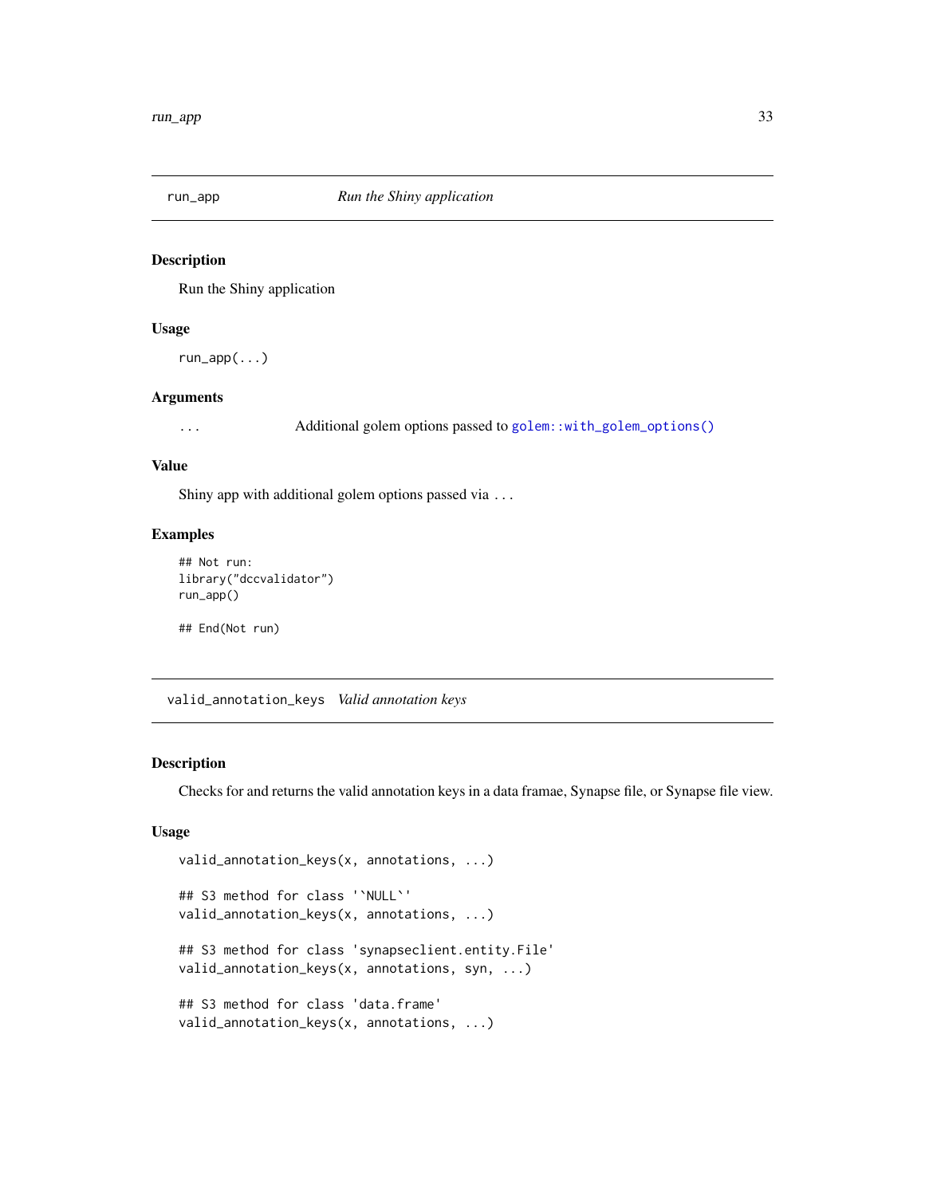## run_app — *Run the Shiny application*

### Description

Run the Shiny application

### Usage

```
run_app(...)
```

### Arguments

| | |
|---|---|
| ... | Additional golem options passed to `golem::with_golem_options()` |

### Value

Shiny app with additional golem options passed via ...

### Examples

```
## Not run:
library("dccvalidator")
run_app()

## End(Not run)
```

## valid_annotation_keys — *Valid annotation keys*

### Description

Checks for and returns the valid annotation keys in a data framae, Synapse file, or Synapse file view.

### Usage

```
valid_annotation_keys(x, annotations, ...)

## S3 method for class '`NULL`'
valid_annotation_keys(x, annotations, ...)

## S3 method for class 'synapseclient.entity.File'
valid_annotation_keys(x, annotations, syn, ...)

## S3 method for class 'data.frame'
valid_annotation_keys(x, annotations, ...)
```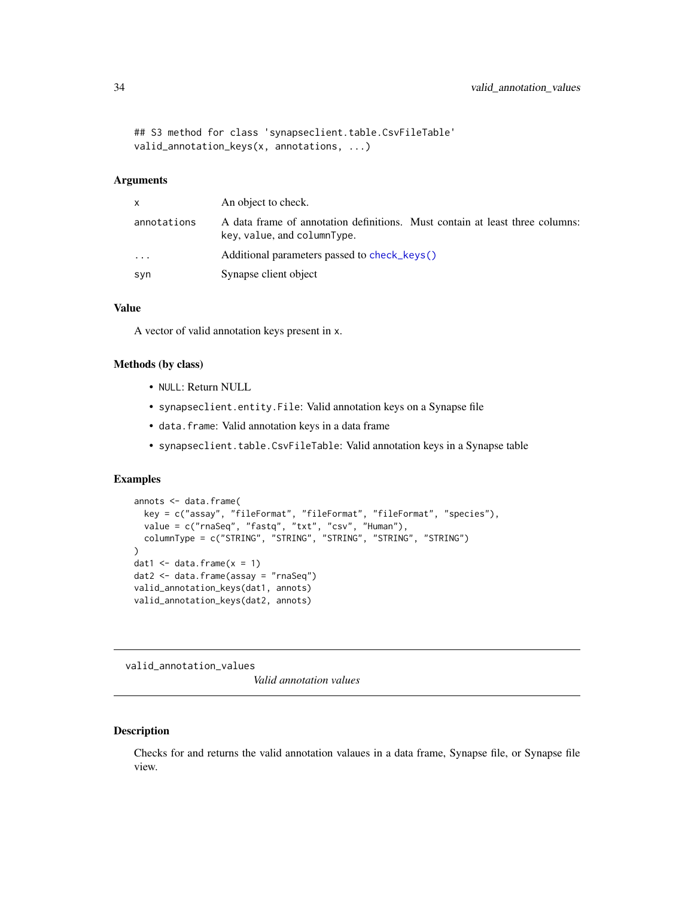```
## S3 method for class 'synapseclient.table.CsvFileTable'
valid_annotation_keys(x, annotations, ...)
```

### Arguments

| | |
|---|---|
| x | An object to check. |
| annotations | A data frame of annotation definitions. Must contain at least three columns: key, value, and columnType. |
| ... | Additional parameters passed to check_keys() |
| syn | Synapse client object |

### Value

A vector of valid annotation keys present in x.

### Methods (by class)

- NULL: Return NULL
- synapseclient.entity.File: Valid annotation keys on a Synapse file
- data.frame: Valid annotation keys in a data frame
- synapseclient.table.CsvFileTable: Valid annotation keys in a Synapse table

### Examples

```
annots <- data.frame(
  key = c("assay", "fileFormat", "fileFormat", "fileFormat", "species"),
  value = c("rnaSeq", "fastq", "txt", "csv", "Human"),
  columnType = c("STRING", "STRING", "STRING", "STRING", "STRING")
)
dat1 <- data.frame(x = 1)
dat2 <- data.frame(assay = "rnaSeq")
valid_annotation_keys(dat1, annots)
valid_annotation_keys(dat2, annots)
```

---

## valid_annotation_values — *Valid annotation values*

### Description

Checks for and returns the valid annotation valaues in a data frame, Synapse file, or Synapse file view.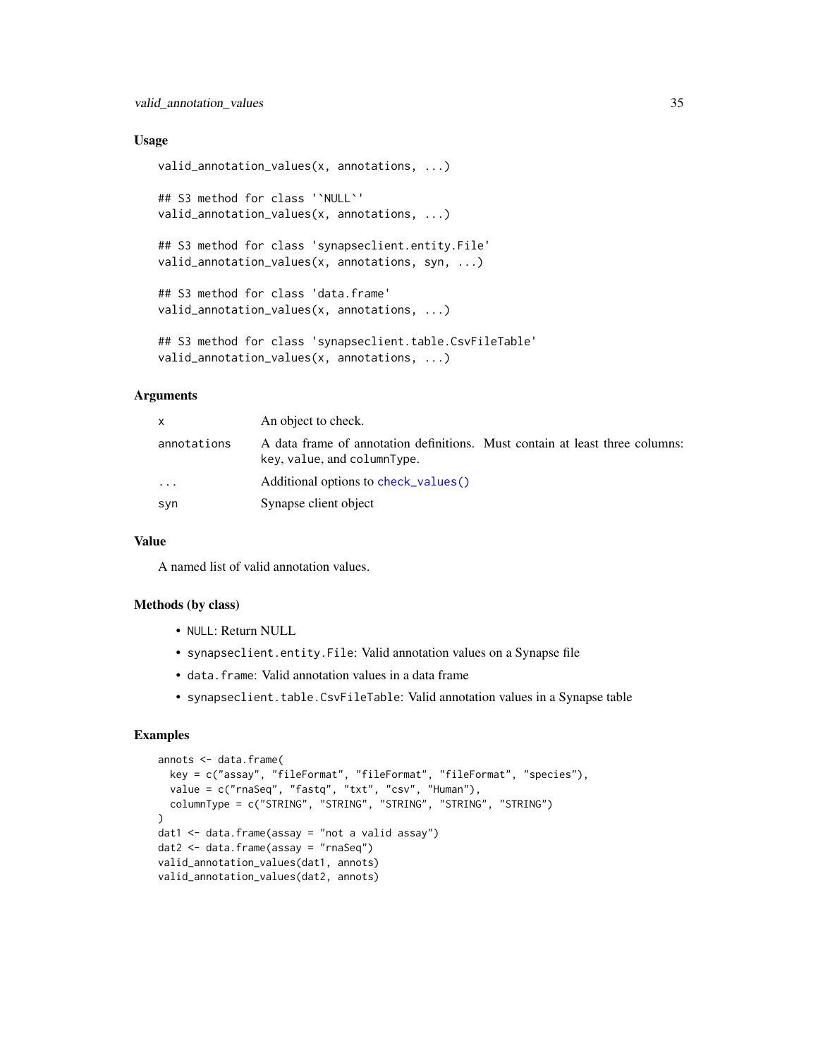## Usage

```
valid_annotation_values(x, annotations, ...)

## S3 method for class '`NULL`'
valid_annotation_values(x, annotations, ...)

## S3 method for class 'synapseclient.entity.File'
valid_annotation_values(x, annotations, syn, ...)

## S3 method for class 'data.frame'
valid_annotation_values(x, annotations, ...)

## S3 method for class 'synapseclient.table.CsvFileTable'
valid_annotation_values(x, annotations, ...)
```

## Arguments

| | |
|---|---|
| x | An object to check. |
| annotations | A data frame of annotation definitions. Must contain at least three columns: key, value, and columnType. |
| ... | Additional options to check_values() |
| syn | Synapse client object |

## Value

A named list of valid annotation values.

## Methods (by class)

- NULL: Return NULL
- synapseclient.entity.File: Valid annotation values on a Synapse file
- data.frame: Valid annotation values in a data frame
- synapseclient.table.CsvFileTable: Valid annotation values in a Synapse table

## Examples

```
annots <- data.frame(
  key = c("assay", "fileFormat", "fileFormat", "fileFormat", "species"),
  value = c("rnaSeq", "fastq", "txt", "csv", "Human"),
  columnType = c("STRING", "STRING", "STRING", "STRING", "STRING")
)
dat1 <- data.frame(assay = "not a valid assay")
dat2 <- data.frame(assay = "rnaSeq")
valid_annotation_values(dat1, annots)
valid_annotation_values(dat2, annots)
```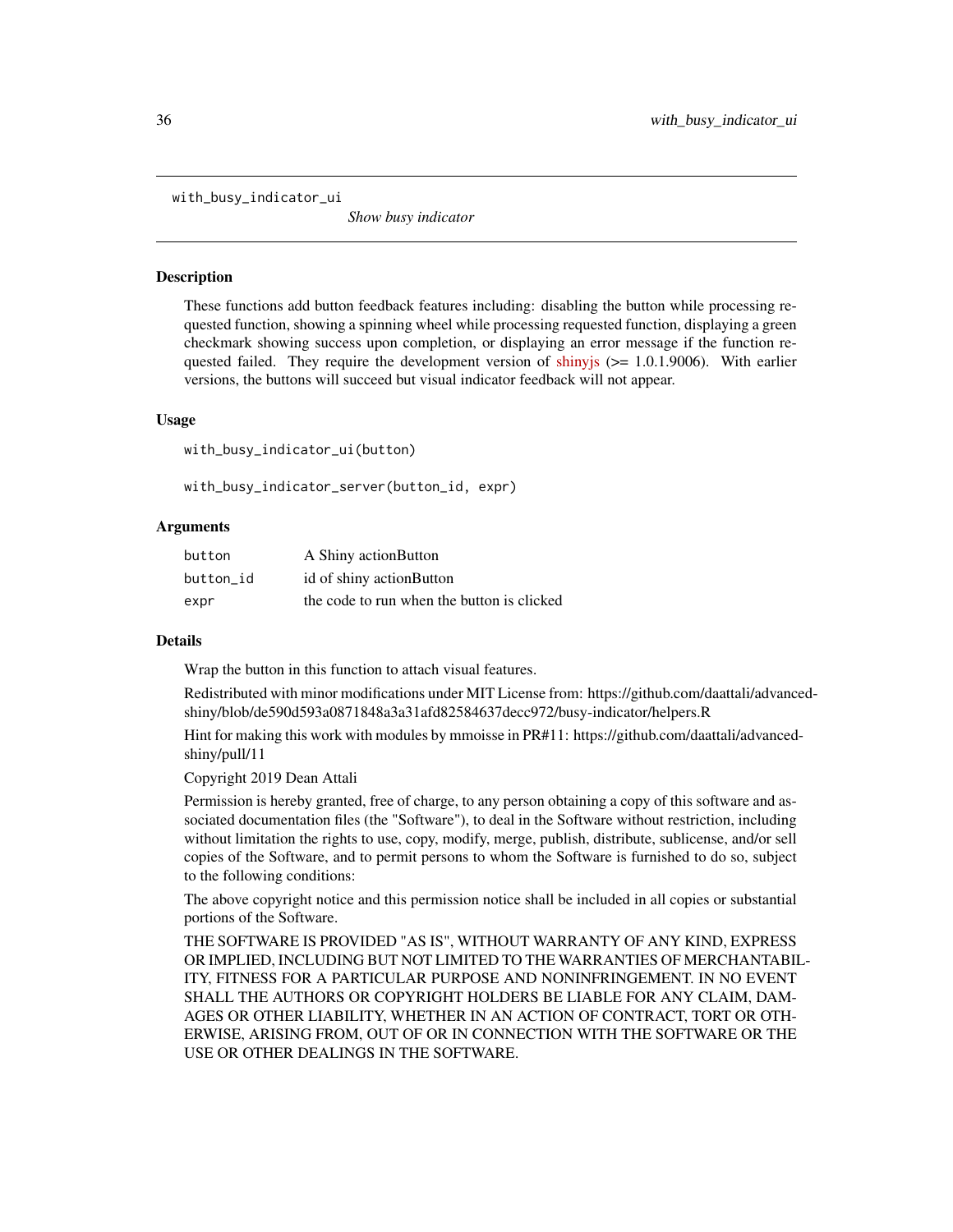with_busy_indicator_ui    *Show busy indicator*

## Description

These functions add button feedback features including: disabling the button while processing requested function, showing a spinning wheel while processing requested function, displaying a green checkmark showing success upon completion, or displaying an error message if the function requested failed. They require the development version of shinyjs (>= 1.0.1.9006). With earlier versions, the buttons will succeed but visual indicator feedback will not appear.

## Usage

```
with_busy_indicator_ui(button)

with_busy_indicator_server(button_id, expr)
```

## Arguments

| | |
|---|---|
| button | A Shiny actionButton |
| button_id | id of shiny actionButton |
| expr | the code to run when the button is clicked |

## Details

Wrap the button in this function to attach visual features.

Redistributed with minor modifications under MIT License from: https://github.com/daattali/advanced-shiny/blob/de590d593a0871848a3a31afd82584637decc972/busy-indicator/helpers.R

Hint for making this work with modules by mmoisse in PR#11: https://github.com/daattali/advanced-shiny/pull/11

Copyright 2019 Dean Attali

Permission is hereby granted, free of charge, to any person obtaining a copy of this software and associated documentation files (the "Software"), to deal in the Software without restriction, including without limitation the rights to use, copy, modify, merge, publish, distribute, sublicense, and/or sell copies of the Software, and to permit persons to whom the Software is furnished to do so, subject to the following conditions:

The above copyright notice and this permission notice shall be included in all copies or substantial portions of the Software.

THE SOFTWARE IS PROVIDED "AS IS", WITHOUT WARRANTY OF ANY KIND, EXPRESS OR IMPLIED, INCLUDING BUT NOT LIMITED TO THE WARRANTIES OF MERCHANTABILITY, FITNESS FOR A PARTICULAR PURPOSE AND NONINFRINGEMENT. IN NO EVENT SHALL THE AUTHORS OR COPYRIGHT HOLDERS BE LIABLE FOR ANY CLAIM, DAMAGES OR OTHER LIABILITY, WHETHER IN AN ACTION OF CONTRACT, TORT OR OTHERWISE, ARISING FROM, OUT OF OR IN CONNECTION WITH THE SOFTWARE OR THE USE OR OTHER DEALINGS IN THE SOFTWARE.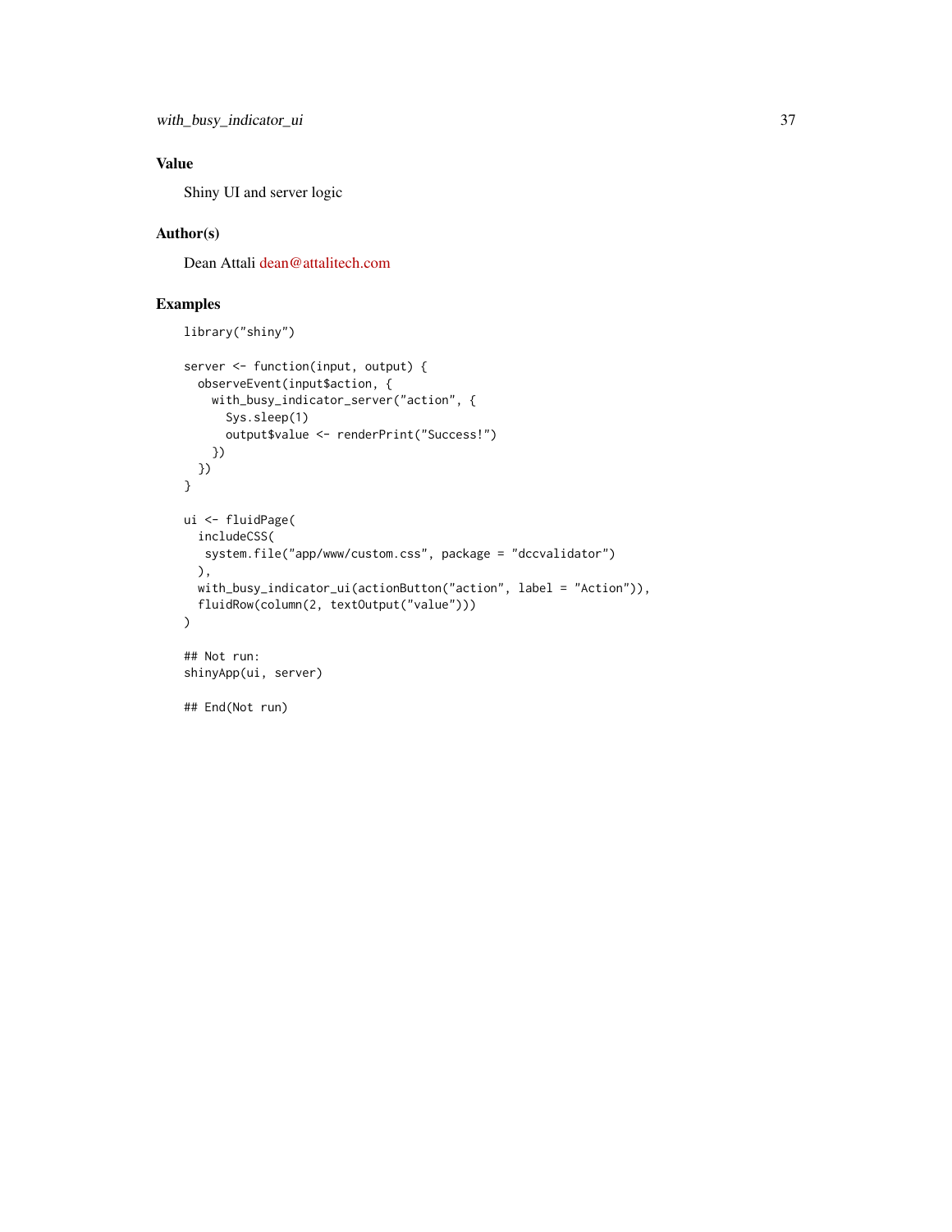## Value

Shiny UI and server logic

## Author(s)

Dean Attali dean@attalitech.com

## Examples

```
library("shiny")

server <- function(input, output) {
  observeEvent(input$action, {
    with_busy_indicator_server("action", {
      Sys.sleep(1)
      output$value <- renderPrint("Success!")
    })
  })
}

ui <- fluidPage(
  includeCSS(
   system.file("app/www/custom.css", package = "dccvalidator")
  ),
  with_busy_indicator_ui(actionButton("action", label = "Action")),
  fluidRow(column(2, textOutput("value")))
)

## Not run:
shinyApp(ui, server)

## End(Not run)
```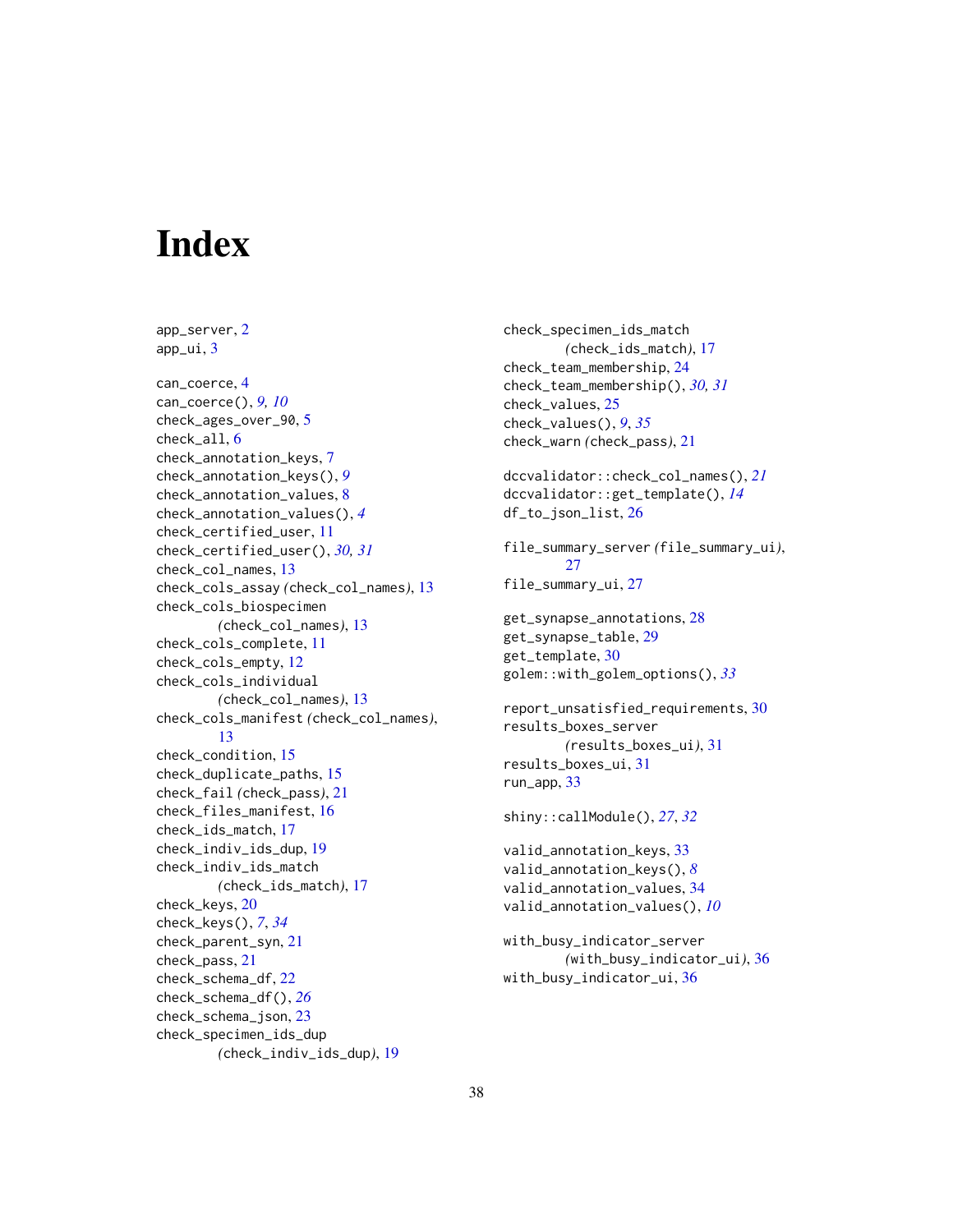# Index

app_server, 2
app_ui, 3

can_coerce, 4
can_coerce(), *9*, *10*
check_ages_over_90, 5
check_all, 6
check_annotation_keys, 7
check_annotation_keys(), *9*
check_annotation_values, 8
check_annotation_values(), *4*
check_certified_user, 11
check_certified_user(), *30*, *31*
check_col_names, 13
check_cols_assay (check_col_names), 13
check_cols_biospecimen (check_col_names), 13
check_cols_complete, 11
check_cols_empty, 12
check_cols_individual (check_col_names), 13
check_cols_manifest (check_col_names), 13
check_condition, 15
check_duplicate_paths, 15
check_fail (check_pass), 21
check_files_manifest, 16
check_ids_match, 17
check_indiv_ids_dup, 19
check_indiv_ids_match (check_ids_match), 17
check_keys, 20
check_keys(), *7*, *34*
check_parent_syn, 21
check_pass, 21
check_schema_df, 22
check_schema_df(), *26*
check_schema_json, 23
check_specimen_ids_dup (check_indiv_ids_dup), 19
check_specimen_ids_match (check_ids_match), 17
check_team_membership, 24
check_team_membership(), *30*, *31*
check_values, 25
check_values(), *9*, *35*
check_warn (check_pass), 21

dccvalidator::check_col_names(), *21*
dccvalidator::get_template(), *14*
df_to_json_list, 26

file_summary_server (file_summary_ui), 27
file_summary_ui, 27

get_synapse_annotations, 28
get_synapse_table, 29
get_template, 30
golem::with_golem_options(), *33*

report_unsatisfied_requirements, 30
results_boxes_server (results_boxes_ui), 31
results_boxes_ui, 31
run_app, 33

shiny::callModule(), *27*, *32*

valid_annotation_keys, 33
valid_annotation_keys(), *8*
valid_annotation_values, 34
valid_annotation_values(), *10*

with_busy_indicator_server (with_busy_indicator_ui), 36
with_busy_indicator_ui, 36